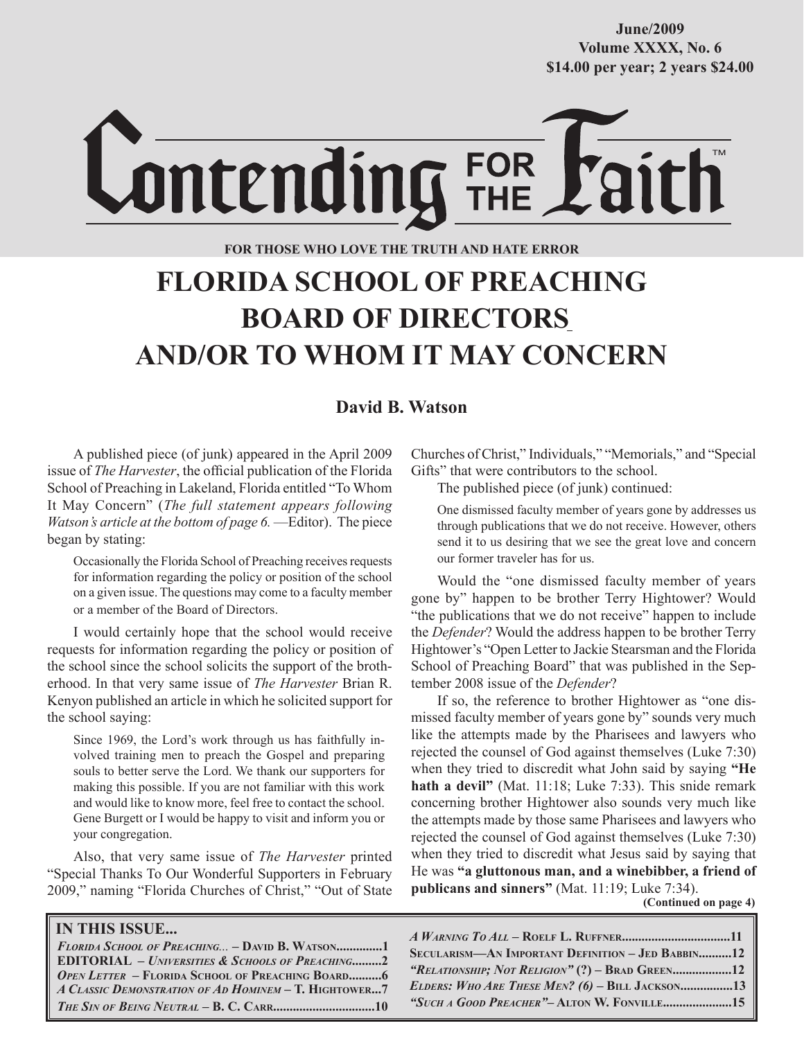June/2009
Volume XXXX, No. 6
$14.00 per year; 2 years $24.00

# Contending FOR THE Faith™

FOR THOSE WHO LOVE THE TRUTH AND HATE ERROR

# FLORIDA SCHOOL OF PREACHING BOARD OF DIRECTORS AND/OR TO WHOM IT MAY CONCERN

## David B. Watson

A published piece (of junk) appeared in the April 2009 issue of *The Harvester*, the official publication of the Florida School of Preaching in Lakeland, Florida entitled "To Whom It May Concern" (*The full statement appears following Watson's article at the bottom of page 6.* —Editor). The piece began by stating:

> Occasionally the Florida School of Preaching receives requests for information regarding the policy or position of the school on a given issue. The questions may come to a faculty member or a member of the Board of Directors.

I would certainly hope that the school would receive requests for information regarding the policy or position of the school since the school solicits the support of the brotherhood. In that very same issue of *The Harvester* Brian R. Kenyon published an article in which he solicited support for the school saying:

> Since 1969, the Lord's work through us has faithfully involved training men to preach the Gospel and preparing souls to better serve the Lord. We thank our supporters for making this possible. If you are not familiar with this work and would like to know more, feel free to contact the school. Gene Burgett or I would be happy to visit and inform you or your congregation.

Also, that very same issue of *The Harvester* printed "Special Thanks To Our Wonderful Supporters in February 2009," naming "Florida Churches of Christ," "Out of State Churches of Christ," Individuals," "Memorials," and "Special Gifts" that were contributors to the school.

The published piece (of junk) continued:

> One dismissed faculty member of years gone by addresses us through publications that we do not receive. However, others send it to us desiring that we see the great love and concern our former traveler has for us.

Would the "one dismissed faculty member of years gone by" happen to be brother Terry Hightower? Would "the publications that we do not receive" happen to include the *Defender*? Would the address happen to be brother Terry Hightower's "Open Letter to Jackie Stearsman and the Florida School of Preaching Board" that was published in the September 2008 issue of the *Defender*?

If so, the reference to brother Hightower as "one dismissed faculty member of years gone by" sounds very much like the attempts made by the Pharisees and lawyers who rejected the counsel of God against themselves (Luke 7:30) when they tried to discredit what John said by saying **"He hath a devil"** (Mat. 11:18; Luke 7:33). This snide remark concerning brother Hightower also sounds very much like the attempts made by those same Pharisees and lawyers who rejected the counsel of God against themselves (Luke 7:30) when they tried to discredit what Jesus said by saying that He was **"a gluttonous man, and a winebibber, a friend of publicans and sinners"** (Mat. 11:19; Luke 7:34).

**(Continued on page 4)**

**IN THIS ISSUE...**

- *Florida School of Preaching...* – **David B. Watson**..............1
- **EDITORIAL** – *Universities & Schools of Preaching*.........2
- *Open Letter* – **Florida School of Preaching Board**..........6
- *A Classic Demonstration of Ad Hominem* – **T. Hightower**...7
- *The Sin of Being Neutral* – **B. C. Carr**..............................10
- *A Warning To All* – **Roelf L. Ruffner**.................................11
- **Secularism—An Important Definition – Jed Babbin**..........12
- *"Relationship; Not Religion"* **(?) – Brad Green**..................12
- *Elders: Who Are These Men? (6)* – **Bill Jackson**................13
- *"Such a Good Preacher"* – **Alton W. Fonville**.....................15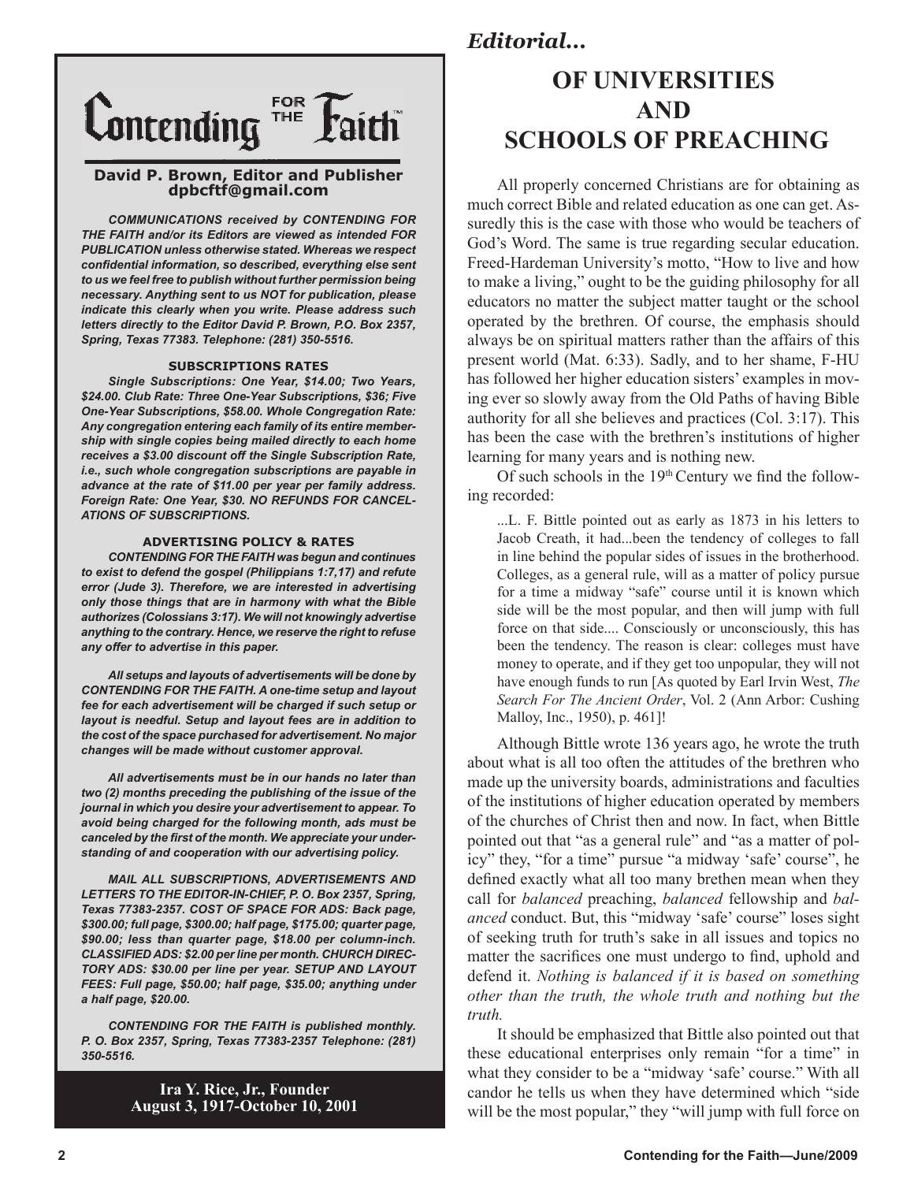# Contending FOR THE Faith™

**David P. Brown, Editor and Publisher**
**dpbcftf@gmail.com**

***COMMUNICATIONS received by CONTENDING FOR THE FAITH and/or its Editors are viewed as intended FOR PUBLICATION unless otherwise stated. Whereas we respect confidential information, so described, everything else sent to us we feel free to publish without further permission being necessary. Anything sent to us NOT for publication, please indicate this clearly when you write. Please address such letters directly to the Editor David P. Brown, P.O. Box 2357, Spring, Texas 77383. Telephone: (281) 350-5516.***

**SUBSCRIPTIONS RATES**

***Single Subscriptions: One Year, $14.00; Two Years, $24.00. Club Rate: Three One-Year Subscriptions, $36; Five One-Year Subscriptions, $58.00. Whole Congregation Rate: Any congregation entering each family of its entire membership with single copies being mailed directly to each home receives a $3.00 discount off the Single Subscription Rate, i.e., such whole congregation subscriptions are payable in advance at the rate of $11.00 per year per family address. Foreign Rate: One Year, $30. NO REFUNDS FOR CANCELATIONS OF SUBSCRIPTIONS.***

**ADVERTISING POLICY & RATES**

***CONTENDING FOR THE FAITH was begun and continues to exist to defend the gospel (Philippians 1:7,17) and refute error (Jude 3). Therefore, we are interested in advertising only those things that are in harmony with what the Bible authorizes (Colossians 3:17). We will not knowingly advertise anything to the contrary. Hence, we reserve the right to refuse any offer to advertise in this paper.***

***All setups and layouts of advertisements will be done by CONTENDING FOR THE FAITH. A one-time setup and layout fee for each advertisement will be charged if such setup or layout is needful. Setup and layout fees are in addition to the cost of the space purchased for advertisement. No major changes will be made without customer approval.***

***All advertisements must be in our hands no later than two (2) months preceding the publishing of the issue of the journal in which you desire your advertisement to appear. To avoid being charged for the following month, ads must be canceled by the first of the month. We appreciate your understanding of and cooperation with our advertising policy.***

***MAIL ALL SUBSCRIPTIONS, ADVERTISEMENTS AND LETTERS TO THE EDITOR-IN-CHIEF, P. O. Box 2357, Spring, Texas 77383-2357. COST OF SPACE FOR ADS: Back page, $300.00; full page, $300.00; half page, $175.00; quarter page, $90.00; less than quarter page, $18.00 per column-inch. CLASSIFIED ADS: $2.00 per line per month. CHURCH DIRECTORY ADS: $30.00 per line per year. SETUP AND LAYOUT FEES: Full page, $50.00; half page, $35.00; anything under a half page, $20.00.***

***CONTENDING FOR THE FAITH is published monthly. P. O. Box 2357, Spring, Texas 77383-2357 Telephone: (281) 350-5516.***

**Ira Y. Rice, Jr., Founder**
**August 3, 1917-October 10, 2001**

*Editorial...*

# OF UNIVERSITIES AND SCHOOLS OF PREACHING

All properly concerned Christians are for obtaining as much correct Bible and related education as one can get. Assuredly this is the case with those who would be teachers of God's Word. The same is true regarding secular education. Freed-Hardeman University's motto, "How to live and how to make a living," ought to be the guiding philosophy for all educators no matter the subject matter taught or the school operated by the brethren. Of course, the emphasis should always be on spiritual matters rather than the affairs of this present world (Mat. 6:33). Sadly, and to her shame, F-HU has followed her higher education sisters' examples in moving ever so slowly away from the Old Paths of having Bible authority for all she believes and practices (Col. 3:17). This has been the case with the brethren's institutions of higher learning for many years and is nothing new.

Of such schools in the 19th Century we find the following recorded:

> ...L. F. Bittle pointed out as early as 1873 in his letters to Jacob Creath, it had...been the tendency of colleges to fall in line behind the popular sides of issues in the brotherhood. Colleges, as a general rule, will as a matter of policy pursue for a time a midway "safe" course until it is known which side will be the most popular, and then will jump with full force on that side.... Consciously or unconsciously, this has been the tendency. The reason is clear: colleges must have money to operate, and if they get too unpopular, they will not have enough funds to run [As quoted by Earl Irvin West, *The Search For The Ancient Order*, Vol. 2 (Ann Arbor: Cushing Malloy, Inc., 1950), p. 461]!

Although Bittle wrote 136 years ago, he wrote the truth about what is all too often the attitudes of the brethren who made up the university boards, administrations and faculties of the institutions of higher education operated by members of the churches of Christ then and now. In fact, when Bittle pointed out that "as a general rule" and "as a matter of policy" they, "for a time" pursue "a midway 'safe' course", he defined exactly what all too many brethen mean when they call for *balanced* preaching, *balanced* fellowship and *balanced* conduct. But, this "midway 'safe' course" loses sight of seeking truth for truth's sake in all issues and topics no matter the sacrifices one must undergo to find, uphold and defend it. *Nothing is balanced if it is based on something other than the truth, the whole truth and nothing but the truth.*

It should be emphasized that Bittle also pointed out that these educational enterprises only remain "for a time" in what they consider to be a "midway 'safe' course." With all candor he tells us when they have determined which "side will be the most popular," they "will jump with full force on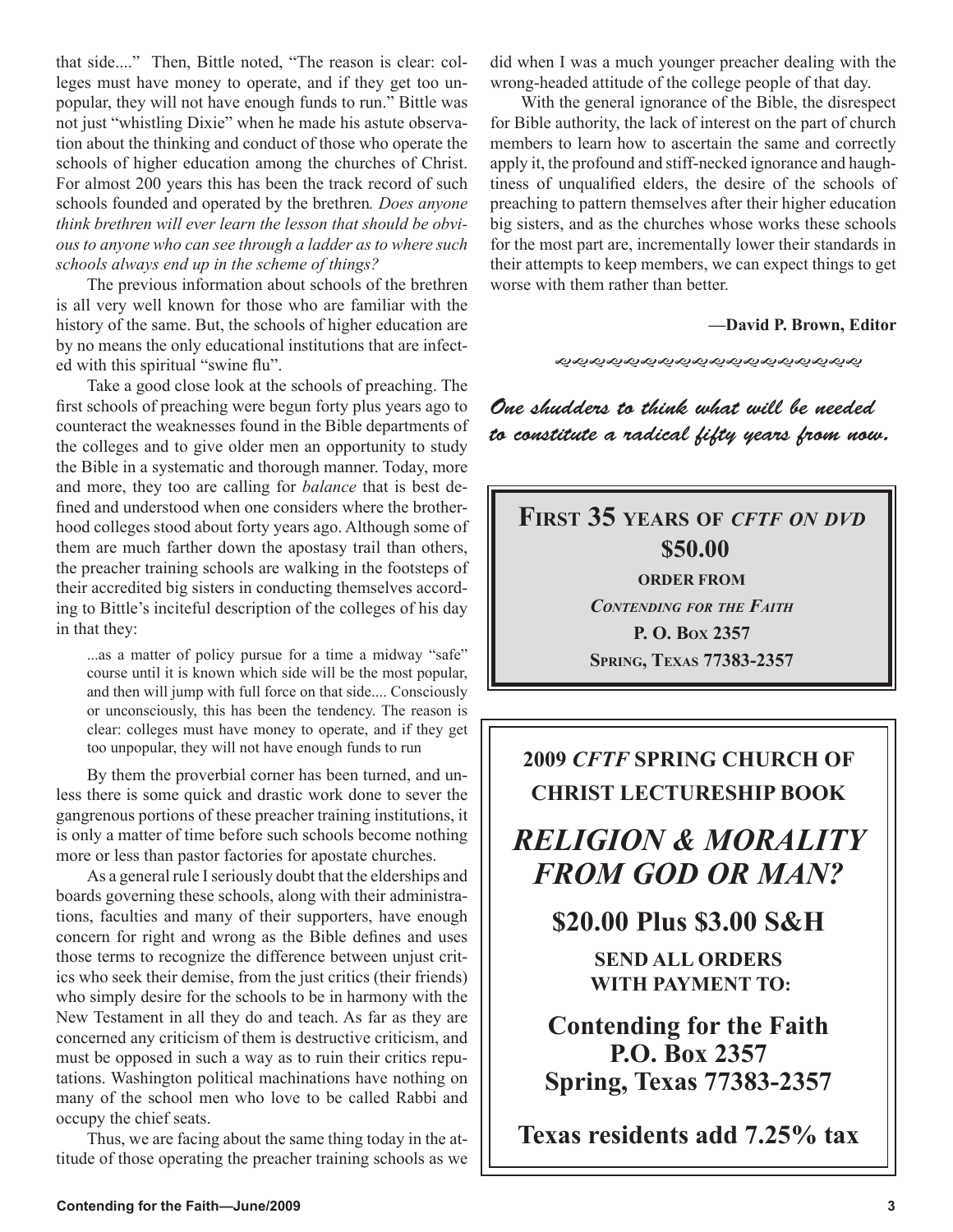that side...." Then, Bittle noted, "The reason is clear: colleges must have money to operate, and if they get too unpopular, they will not have enough funds to run." Bittle was not just "whistling Dixie" when he made his astute observation about the thinking and conduct of those who operate the schools of higher education among the churches of Christ. For almost 200 years this has been the track record of such schools founded and operated by the brethren. *Does anyone think brethren will ever learn the lesson that should be obvious to anyone who can see through a ladder as to where such schools always end up in the scheme of things?*

The previous information about schools of the brethren is all very well known for those who are familiar with the history of the same. But, the schools of higher education are by no means the only educational institutions that are infected with this spiritual "swine flu".

Take a good close look at the schools of preaching. The first schools of preaching were begun forty plus years ago to counteract the weaknesses found in the Bible departments of the colleges and to give older men an opportunity to study the Bible in a systematic and thorough manner. Today, more and more, they too are calling for *balance* that is best defined and understood when one considers where the brotherhood colleges stood about forty years ago. Although some of them are much farther down the apostasy trail than others, the preacher training schools are walking in the footsteps of their accredited big sisters in conducting themselves according to Bittle's inciteful description of the colleges of his day in that they:

> ...as a matter of policy pursue for a time a midway "safe" course until it is known which side will be the most popular, and then will jump with full force on that side.... Consciously or unconsciously, this has been the tendency. The reason is clear: colleges must have money to operate, and if they get too unpopular, they will not have enough funds to run

By them the proverbial corner has been turned, and unless there is some quick and drastic work done to sever the gangrenous portions of these preacher training institutions, it is only a matter of time before such schools become nothing more or less than pastor factories for apostate churches.

As a general rule I seriously doubt that the elderships and boards governing these schools, along with their administrations, faculties and many of their supporters, have enough concern for right and wrong as the Bible defines and uses those terms to recognize the difference between unjust critics who seek their demise, from the just critics (their friends) who simply desire for the schools to be in harmony with the New Testament in all they do and teach. As far as they are concerned any criticism of them is destructive criticism, and must be opposed in such a way as to ruin their critics reputations. Washington political machinations have nothing on many of the school men who love to be called Rabbi and occupy the chief seats.

Thus, we are facing about the same thing today in the attitude of those operating the preacher training schools as we did when I was a much younger preacher dealing with the wrong-headed attitude of the college people of that day.

With the general ignorance of the Bible, the disrespect for Bible authority, the lack of interest on the part of church members to learn how to ascertain the same and correctly apply it, the profound and stiff-necked ignorance and haughtiness of unqualified elders, the desire of the schools of preaching to pattern themselves after their higher education big sisters, and as the churches whose works these schools for the most part are, incrementally lower their standards in their attempts to keep members, we can expect things to get worse with them rather than better.

**—David P. Brown, Editor**

*One shudders to think what will be needed to constitute a radical fifty years from now.*

**FIRST 35 YEARS OF *CFTF ON DVD***
**$50.00**
**ORDER FROM**
***CONTENDING FOR THE FAITH***
**P. O. BOX 2357**
**SPRING, TEXAS 77383-2357**

**2009 *CFTF* SPRING CHURCH OF CHRIST LECTURESHIP BOOK**

***RELIGION & MORALITY FROM GOD OR MAN?***

**$20.00 Plus $3.00 S&H**

**SEND ALL ORDERS WITH PAYMENT TO:**

**Contending for the Faith**
**P.O. Box 2357**
**Spring, Texas 77383-2357**

**Texas residents add 7.25% tax**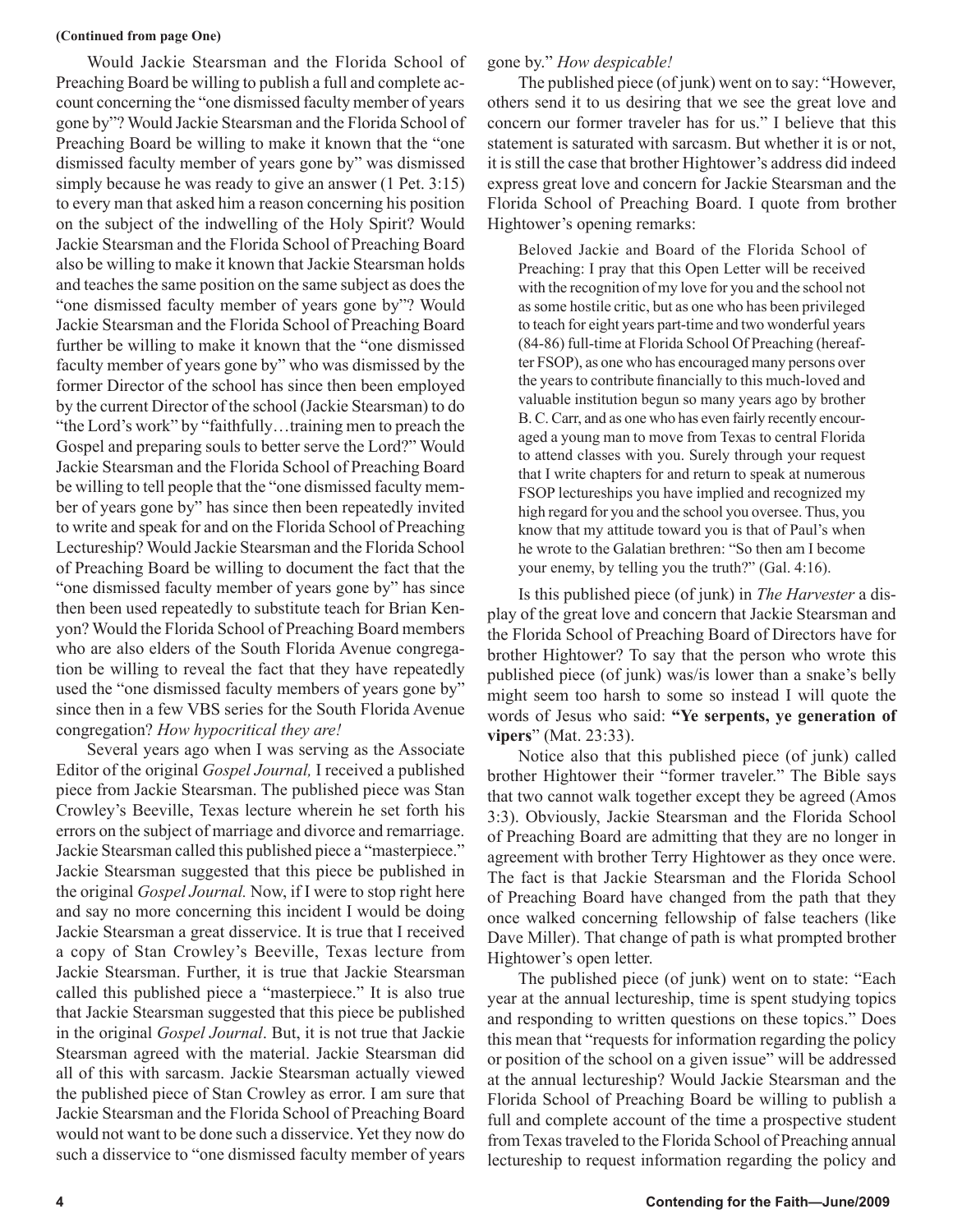**(Continued from page One)**

Would Jackie Stearsman and the Florida School of Preaching Board be willing to publish a full and complete account concerning the "one dismissed faculty member of years gone by"? Would Jackie Stearsman and the Florida School of Preaching Board be willing to make it known that the "one dismissed faculty member of years gone by" was dismissed simply because he was ready to give an answer (1 Pet. 3:15) to every man that asked him a reason concerning his position on the subject of the indwelling of the Holy Spirit? Would Jackie Stearsman and the Florida School of Preaching Board also be willing to make it known that Jackie Stearsman holds and teaches the same position on the same subject as does the "one dismissed faculty member of years gone by"? Would Jackie Stearsman and the Florida School of Preaching Board further be willing to make it known that the "one dismissed faculty member of years gone by" who was dismissed by the former Director of the school has since then been employed by the current Director of the school (Jackie Stearsman) to do "the Lord's work" by "faithfully…training men to preach the Gospel and preparing souls to better serve the Lord?" Would Jackie Stearsman and the Florida School of Preaching Board be willing to tell people that the "one dismissed faculty member of years gone by" has since then been repeatedly invited to write and speak for and on the Florida School of Preaching Lectureship? Would Jackie Stearsman and the Florida School of Preaching Board be willing to document the fact that the "one dismissed faculty member of years gone by" has since then been used repeatedly to substitute teach for Brian Kenyon? Would the Florida School of Preaching Board members who are also elders of the South Florida Avenue congregation be willing to reveal the fact that they have repeatedly used the "one dismissed faculty members of years gone by" since then in a few VBS series for the South Florida Avenue congregation? *How hypocritical they are!*

Several years ago when I was serving as the Associate Editor of the original *Gospel Journal,* I received a published piece from Jackie Stearsman. The published piece was Stan Crowley's Beeville, Texas lecture wherein he set forth his errors on the subject of marriage and divorce and remarriage. Jackie Stearsman called this published piece a "masterpiece." Jackie Stearsman suggested that this piece be published in the original *Gospel Journal.* Now, if I were to stop right here and say no more concerning this incident I would be doing Jackie Stearsman a great disservice. It is true that I received a copy of Stan Crowley's Beeville, Texas lecture from Jackie Stearsman. Further, it is true that Jackie Stearsman called this published piece a "masterpiece." It is also true that Jackie Stearsman suggested that this piece be published in the original *Gospel Journal*. But, it is not true that Jackie Stearsman agreed with the material. Jackie Stearsman did all of this with sarcasm. Jackie Stearsman actually viewed the published piece of Stan Crowley as error. I am sure that Jackie Stearsman and the Florida School of Preaching Board would not want to be done such a disservice. Yet they now do such a disservice to "one dismissed faculty member of years gone by." *How despicable!*

The published piece (of junk) went on to say: "However, others send it to us desiring that we see the great love and concern our former traveler has for us." I believe that this statement is saturated with sarcasm. But whether it is or not, it is still the case that brother Hightower's address did indeed express great love and concern for Jackie Stearsman and the Florida School of Preaching Board. I quote from brother Hightower's opening remarks:

> Beloved Jackie and Board of the Florida School of Preaching: I pray that this Open Letter will be received with the recognition of my love for you and the school not as some hostile critic, but as one who has been privileged to teach for eight years part-time and two wonderful years (84-86) full-time at Florida School Of Preaching (hereafter FSOP), as one who has encouraged many persons over the years to contribute financially to this much-loved and valuable institution begun so many years ago by brother B. C. Carr, and as one who has even fairly recently encouraged a young man to move from Texas to central Florida to attend classes with you. Surely through your request that I write chapters for and return to speak at numerous FSOP lectureships you have implied and recognized my high regard for you and the school you oversee. Thus, you know that my attitude toward you is that of Paul's when he wrote to the Galatian brethren: "So then am I become your enemy, by telling you the truth?" (Gal. 4:16).

Is this published piece (of junk) in *The Harvester* a display of the great love and concern that Jackie Stearsman and the Florida School of Preaching Board of Directors have for brother Hightower? To say that the person who wrote this published piece (of junk) was/is lower than a snake's belly might seem too harsh to some so instead I will quote the words of Jesus who said: **"Ye serpents, ye generation of vipers**" (Mat. 23:33).

Notice also that this published piece (of junk) called brother Hightower their "former traveler." The Bible says that two cannot walk together except they be agreed (Amos 3:3). Obviously, Jackie Stearsman and the Florida School of Preaching Board are admitting that they are no longer in agreement with brother Terry Hightower as they once were. The fact is that Jackie Stearsman and the Florida School of Preaching Board have changed from the path that they once walked concerning fellowship of false teachers (like Dave Miller). That change of path is what prompted brother Hightower's open letter.

The published piece (of junk) went on to state: "Each year at the annual lectureship, time is spent studying topics and responding to written questions on these topics." Does this mean that "requests for information regarding the policy or position of the school on a given issue" will be addressed at the annual lectureship? Would Jackie Stearsman and the Florida School of Preaching Board be willing to publish a full and complete account of the time a prospective student from Texas traveled to the Florida School of Preaching annual lectureship to request information regarding the policy and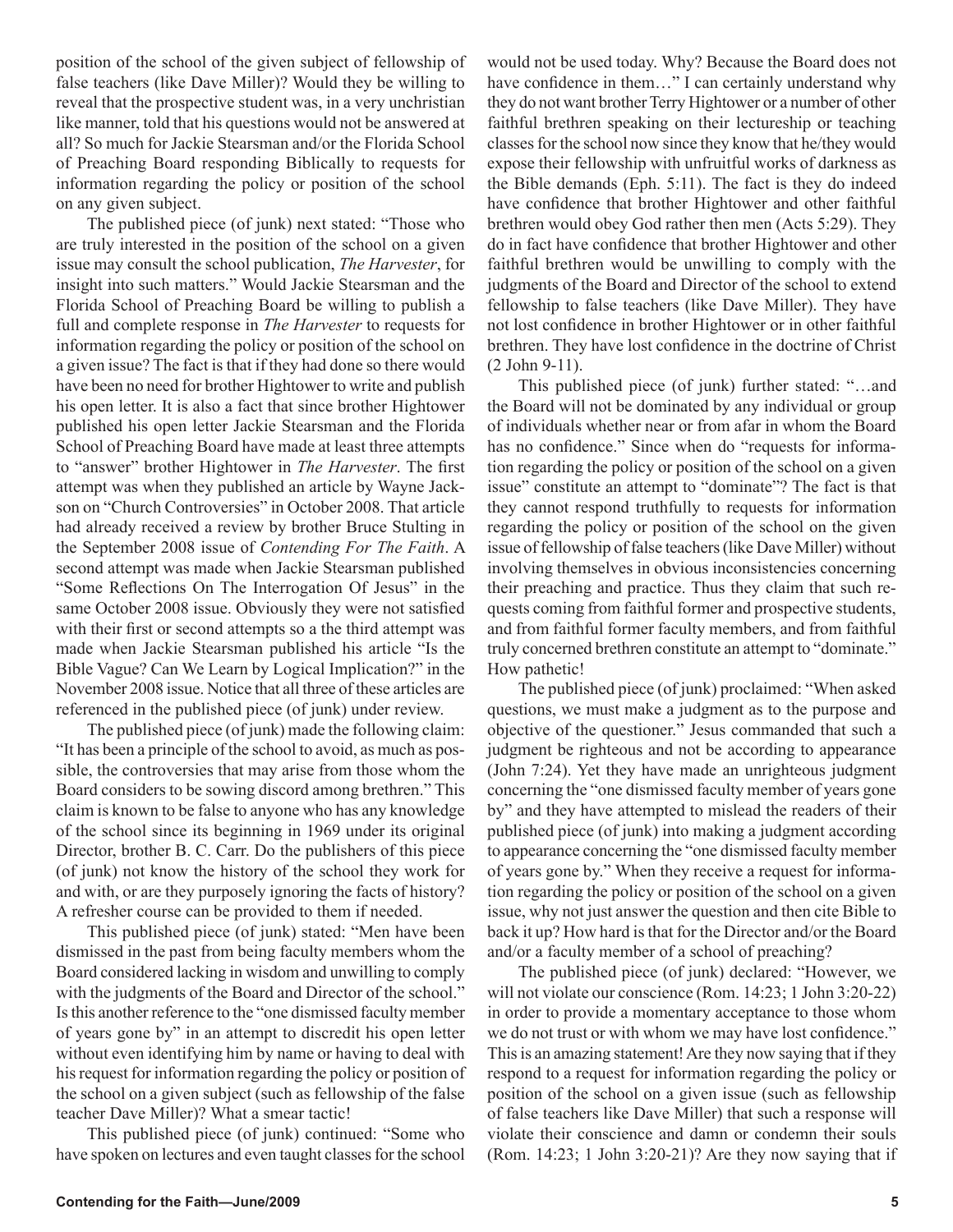position of the school of the given subject of fellowship of false teachers (like Dave Miller)? Would they be willing to reveal that the prospective student was, in a very unchristian like manner, told that his questions would not be answered at all? So much for Jackie Stearsman and/or the Florida School of Preaching Board responding Biblically to requests for information regarding the policy or position of the school on any given subject.

The published piece (of junk) next stated: "Those who are truly interested in the position of the school on a given issue may consult the school publication, *The Harvester*, for insight into such matters." Would Jackie Stearsman and the Florida School of Preaching Board be willing to publish a full and complete response in *The Harvester* to requests for information regarding the policy or position of the school on a given issue? The fact is that if they had done so there would have been no need for brother Hightower to write and publish his open letter. It is also a fact that since brother Hightower published his open letter Jackie Stearsman and the Florida School of Preaching Board have made at least three attempts to "answer" brother Hightower in *The Harvester*. The first attempt was when they published an article by Wayne Jackson on "Church Controversies" in October 2008. That article had already received a review by brother Bruce Stulting in the September 2008 issue of *Contending For The Faith*. A second attempt was made when Jackie Stearsman published "Some Reflections On The Interrogation Of Jesus" in the same October 2008 issue. Obviously they were not satisfied with their first or second attempts so a the third attempt was made when Jackie Stearsman published his article "Is the Bible Vague? Can We Learn by Logical Implication?" in the November 2008 issue. Notice that all three of these articles are referenced in the published piece (of junk) under review.

The published piece (of junk) made the following claim: "It has been a principle of the school to avoid, as much as possible, the controversies that may arise from those whom the Board considers to be sowing discord among brethren." This claim is known to be false to anyone who has any knowledge of the school since its beginning in 1969 under its original Director, brother B. C. Carr. Do the publishers of this piece (of junk) not know the history of the school they work for and with, or are they purposely ignoring the facts of history? A refresher course can be provided to them if needed.

This published piece (of junk) stated: "Men have been dismissed in the past from being faculty members whom the Board considered lacking in wisdom and unwilling to comply with the judgments of the Board and Director of the school." Is this another reference to the "one dismissed faculty member of years gone by" in an attempt to discredit his open letter without even identifying him by name or having to deal with his request for information regarding the policy or position of the school on a given subject (such as fellowship of the false teacher Dave Miller)? What a smear tactic!

This published piece (of junk) continued: "Some who have spoken on lectures and even taught classes for the school would not be used today. Why? Because the Board does not have confidence in them…" I can certainly understand why they do not want brother Terry Hightower or a number of other faithful brethren speaking on their lectureship or teaching classes for the school now since they know that he/they would expose their fellowship with unfruitful works of darkness as the Bible demands (Eph. 5:11). The fact is they do indeed have confidence that brother Hightower and other faithful brethren would obey God rather then men (Acts 5:29). They do in fact have confidence that brother Hightower and other faithful brethren would be unwilling to comply with the judgments of the Board and Director of the school to extend fellowship to false teachers (like Dave Miller). They have not lost confidence in brother Hightower or in other faithful brethren. They have lost confidence in the doctrine of Christ (2 John 9-11).

This published piece (of junk) further stated: "…and the Board will not be dominated by any individual or group of individuals whether near or from afar in whom the Board has no confidence." Since when do "requests for information regarding the policy or position of the school on a given issue" constitute an attempt to "dominate"? The fact is that they cannot respond truthfully to requests for information regarding the policy or position of the school on the given issue of fellowship of false teachers (like Dave Miller) without involving themselves in obvious inconsistencies concerning their preaching and practice. Thus they claim that such requests coming from faithful former and prospective students, and from faithful former faculty members, and from faithful truly concerned brethren constitute an attempt to "dominate." How pathetic!

The published piece (of junk) proclaimed: "When asked questions, we must make a judgment as to the purpose and objective of the questioner." Jesus commanded that such a judgment be righteous and not be according to appearance (John 7:24). Yet they have made an unrighteous judgment concerning the "one dismissed faculty member of years gone by" and they have attempted to mislead the readers of their published piece (of junk) into making a judgment according to appearance concerning the "one dismissed faculty member of years gone by." When they receive a request for information regarding the policy or position of the school on a given issue, why not just answer the question and then cite Bible to back it up? How hard is that for the Director and/or the Board and/or a faculty member of a school of preaching?

The published piece (of junk) declared: "However, we will not violate our conscience (Rom. 14:23; 1 John 3:20-22) in order to provide a momentary acceptance to those whom we do not trust or with whom we may have lost confidence." This is an amazing statement! Are they now saying that if they respond to a request for information regarding the policy or position of the school on a given issue (such as fellowship of false teachers like Dave Miller) that such a response will violate their conscience and damn or condemn their souls (Rom. 14:23; 1 John 3:20-21)? Are they now saying that if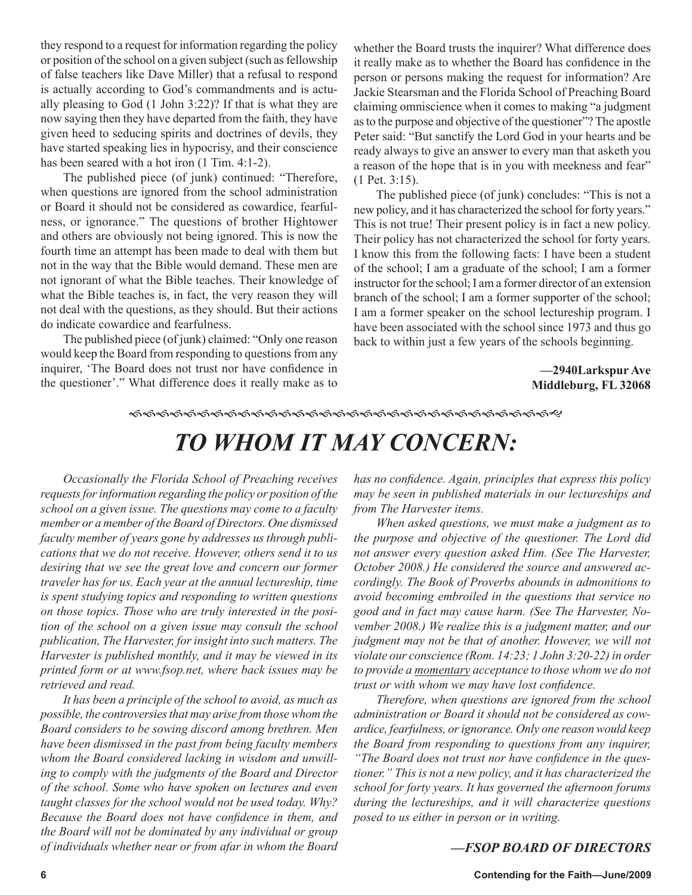they respond to a request for information regarding the policy or position of the school on a given subject (such as fellowship of false teachers like Dave Miller) that a refusal to respond is actually according to God's commandments and is actually pleasing to God (1 John 3:22)? If that is what they are now saying then they have departed from the faith, they have given heed to seducing spirits and doctrines of devils, they have started speaking lies in hypocrisy, and their conscience has been seared with a hot iron (1 Tim. 4:1-2).

The published piece (of junk) continued: "Therefore, when questions are ignored from the school administration or Board it should not be considered as cowardice, fearfulness, or ignorance." The questions of brother Hightower and others are obviously not being ignored. This is now the fourth time an attempt has been made to deal with them but not in the way that the Bible would demand. These men are not ignorant of what the Bible teaches. Their knowledge of what the Bible teaches is, in fact, the very reason they will not deal with the questions, as they should. But their actions do indicate cowardice and fearfulness.

The published piece (of junk) claimed: "Only one reason would keep the Board from responding to questions from any inquirer, 'The Board does not trust nor have confidence in the questioner'." What difference does it really make as to whether the Board trusts the inquirer? What difference does it really make as to whether the Board has confidence in the person or persons making the request for information? Are Jackie Stearsman and the Florida School of Preaching Board claiming omniscience when it comes to making "a judgment as to the purpose and objective of the questioner"? The apostle Peter said: "But sanctify the Lord God in your hearts and be ready always to give an answer to every man that asketh you a reason of the hope that is in you with meekness and fear" (1 Pet. 3:15).

The published piece (of junk) concludes: "This is not a new policy, and it has characterized the school for forty years." This is not true! Their present policy is in fact a new policy. Their policy has not characterized the school for forty years. I know this from the following facts: I have been a student of the school; I am a graduate of the school; I am a former instructor for the school; I am a former director of an extension branch of the school; I am a former supporter of the school; I am a former speaker on the school lectureship program. I have been associated with the school since 1973 and thus go back to within just a few years of the schools beginning.

**—2940Larkspur Ave**
**Middleburg, FL 32068**

# *TO WHOM IT MAY CONCERN:*

*Occasionally the Florida School of Preaching receives requests for information regarding the policy or position of the school on a given issue. The questions may come to a faculty member or a member of the Board of Directors. One dismissed faculty member of years gone by addresses us through publications that we do not receive. However, others send it to us desiring that we see the great love and concern our former traveler has for us. Each year at the annual lectureship, time is spent studying topics and responding to written questions on those topics. Those who are truly interested in the position of the school on a given issue may consult the school publication, The Harvester, for insight into such matters. The Harvester is published monthly, and it may be viewed in its printed form or at www.fsop.net, where back issues may be retrieved and read.*

*It has been a principle of the school to avoid, as much as possible, the controversies that may arise from those whom the Board considers to be sowing discord among brethren. Men have been dismissed in the past from being faculty members whom the Board considered lacking in wisdom and unwilling to comply with the judgments of the Board and Director of the school. Some who have spoken on lectures and even taught classes for the school would not be used today. Why? Because the Board does not have confidence in them, and the Board will not be dominated by any individual or group of individuals whether near or from afar in whom the Board has no confidence. Again, principles that express this policy may be seen in published materials in our lectureships and from The Harvester items.*

*When asked questions, we must make a judgment as to the purpose and objective of the questioner. The Lord did not answer every question asked Him. (See The Harvester, October 2008.) He considered the source and answered accordingly. The Book of Proverbs abounds in admonitions to avoid becoming embroiled in the questions that service no good and in fact may cause harm. (See The Harvester, November 2008.) We realize this is a judgment matter, and our judgment may not be that of another. However, we will not violate our conscience (Rom. 14:23; 1 John 3:20-22) in order to provide a momentary acceptance to those whom we do not trust or with whom we may have lost confidence.*

*Therefore, when questions are ignored from the school administration or Board it should not be considered as cowardice, fearfulness, or ignorance. Only one reason would keep the Board from responding to questions from any inquirer, "The Board does not trust nor have confidence in the questioner." This is not a new policy, and it has characterized the school for forty years. It has governed the afternoon forums during the lectureships, and it will characterize questions posed to us either in person or in writing.*

***—FSOP BOARD OF DIRECTORS***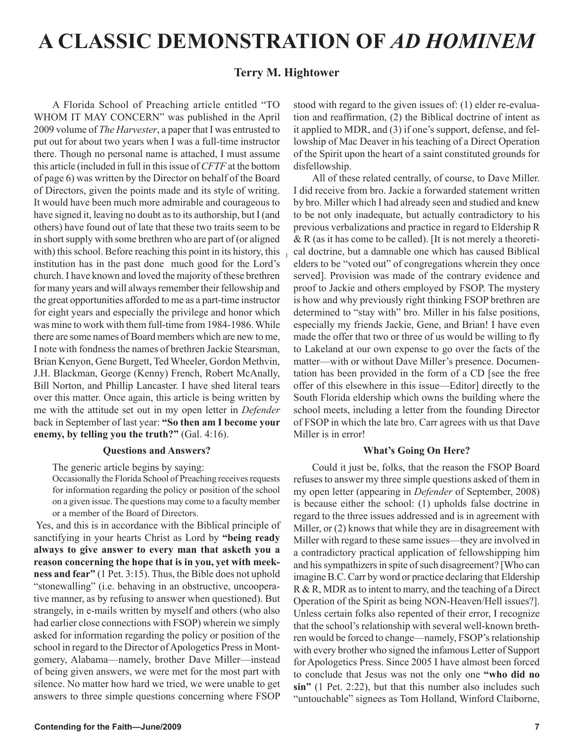# A CLASSIC DEMONSTRATION OF *AD HOMINEM*

**Terry M. Hightower**

A Florida School of Preaching article entitled "TO WHOM IT MAY CONCERN" was published in the April 2009 volume of *The Harvester*, a paper that I was entrusted to put out for about two years when I was a full-time instructor there. Though no personal name is attached, I must assume this article (included in full in this issue of *CFTF* at the bottom of page 6) was written by the Director on behalf of the Board of Directors, given the points made and its style of writing. It would have been much more admirable and courageous to have signed it, leaving no doubt as to its authorship, but I (and others) have found out of late that these two traits seem to be in short supply with some brethren who are part of (or aligned with) this school. Before reaching this point in its history, this institution has in the past done much good for the Lord's church. I have known and loved the majority of these brethren for many years and will always remember their fellowship and the great opportunities afforded to me as a part-time instructor for eight years and especially the privilege and honor which was mine to work with them full-time from 1984-1986. While there are some names of Board members which are new to me, I note with fondness the names of brethren Jackie Stearsman, Brian Kenyon, Gene Burgett, Ted Wheeler, Gordon Methvin, J.H. Blackman, George (Kenny) French, Robert McAnally, Bill Norton, and Phillip Lancaster. I have shed literal tears over this matter. Once again, this article is being written by me with the attitude set out in my open letter in *Defender* back in September of last year: **"So then am I become your enemy, by telling you the truth?"** (Gal. 4:16).

### Questions and Answers?

The generic article begins by saying:

> Occasionally the Florida School of Preaching receives requests for information regarding the policy or position of the school on a given issue. The questions may come to a faculty member or a member of the Board of Directors.

Yes, and this is in accordance with the Biblical principle of sanctifying in your hearts Christ as Lord by **"being ready always to give answer to every man that asketh you a reason concerning the hope that is in you, yet with meekness and fear"** (1 Pet. 3:15). Thus, the Bible does not uphold "stonewalling" (i.e. behaving in an obstructive, uncooperative manner, as by refusing to answer when questioned). But strangely, in e-mails written by myself and others (who also had earlier close connections with FSOP) wherein we simply asked for information regarding the policy or position of the school in regard to the Director of Apologetics Press in Montgomery, Alabama—namely, brother Dave Miller—instead of being given answers, we were met for the most part with silence. No matter how hard we tried, we were unable to get answers to three simple questions concerning where FSOP stood with regard to the given issues of: (1) elder re-evaluation and reaffirmation, (2) the Biblical doctrine of intent as it applied to MDR, and (3) if one's support, defense, and fellowship of Mac Deaver in his teaching of a Direct Operation of the Spirit upon the heart of a saint constituted grounds for disfellowship.

All of these related centrally, of course, to Dave Miller. I did receive from bro. Jackie a forwarded statement written by bro. Miller which I had already seen and studied and knew to be not only inadequate, but actually contradictory to his previous verbalizations and practice in regard to Eldership R & R (as it has come to be called). [It is not merely a theoretical doctrine, but a damnable one which has caused Biblical elders to be "voted out" of congregations wherein they once served]. Provision was made of the contrary evidence and proof to Jackie and others employed by FSOP. The mystery is how and why previously right thinking FSOP brethren are determined to "stay with" bro. Miller in his false positions, especially my friends Jackie, Gene, and Brian! I have even made the offer that two or three of us would be willing to fly to Lakeland at our own expense to go over the facts of the matter—with or without Dave Miller's presence. Documentation has been provided in the form of a CD [see the free offer of this elsewhere in this issue—Editor] directly to the South Florida eldership which owns the building where the school meets, including a letter from the founding Director of FSOP in which the late bro. Carr agrees with us that Dave Miller is in error!

### What's Going On Here?

Could it just be, folks, that the reason the FSOP Board refuses to answer my three simple questions asked of them in my open letter (appearing in *Defender* of September, 2008) is because either the school: (1) upholds false doctrine in regard to the three issues addressed and is in agreement with Miller, or (2) knows that while they are in disagreement with Miller with regard to these same issues—they are involved in a contradictory practical application of fellowshipping him and his sympathizers in spite of such disagreement? [Who can imagine B.C. Carr by word or practice declaring that Eldership R & R, MDR as to intent to marry, and the teaching of a Direct Operation of the Spirit as being NON-Heaven/Hell issues?]. Unless certain folks also repented of their error, I recognize that the school's relationship with several well-known brethren would be forced to change—namely, FSOP's relationship with every brother who signed the infamous Letter of Support for Apologetics Press. Since 2005 I have almost been forced to conclude that Jesus was not the only one **"who did no sin"** (1 Pet. 2:22), but that this number also includes such "untouchable" signees as Tom Holland, Winford Claiborne,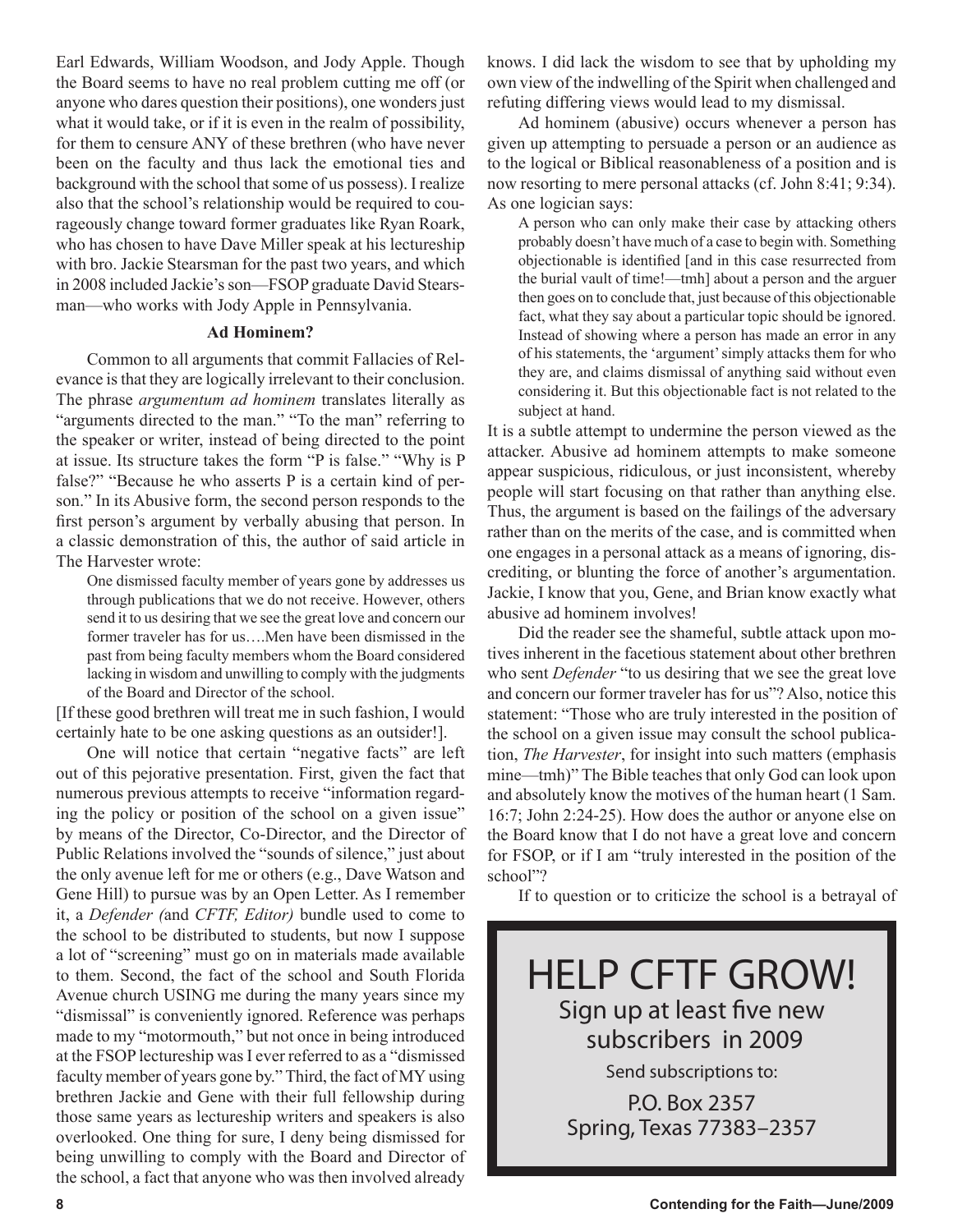Earl Edwards, William Woodson, and Jody Apple. Though the Board seems to have no real problem cutting me off (or anyone who dares question their positions), one wonders just what it would take, or if it is even in the realm of possibility, for them to censure ANY of these brethren (who have never been on the faculty and thus lack the emotional ties and background with the school that some of us possess). I realize also that the school's relationship would be required to courageously change toward former graduates like Ryan Roark, who has chosen to have Dave Miller speak at his lectureship with bro. Jackie Stearsman for the past two years, and which in 2008 included Jackie's son—FSOP graduate David Stearsman—who works with Jody Apple in Pennsylvania.

### Ad Hominem?

Common to all arguments that commit Fallacies of Relevance is that they are logically irrelevant to their conclusion. The phrase *argumentum ad hominem* translates literally as "arguments directed to the man." "To the man" referring to the speaker or writer, instead of being directed to the point at issue. Its structure takes the form "P is false." "Why is P false?" "Because he who asserts P is a certain kind of person." In its Abusive form, the second person responds to the first person's argument by verbally abusing that person. In a classic demonstration of this, the author of said article in The Harvester wrote:

> One dismissed faculty member of years gone by addresses us through publications that we do not receive. However, others send it to us desiring that we see the great love and concern our former traveler has for us….Men have been dismissed in the past from being faculty members whom the Board considered lacking in wisdom and unwilling to comply with the judgments of the Board and Director of the school.

[If these good brethren will treat me in such fashion, I would certainly hate to be one asking questions as an outsider!].

One will notice that certain "negative facts" are left out of this pejorative presentation. First, given the fact that numerous previous attempts to receive "information regarding the policy or position of the school on a given issue" by means of the Director, Co-Director, and the Director of Public Relations involved the "sounds of silence," just about the only avenue left for me or others (e.g., Dave Watson and Gene Hill) to pursue was by an Open Letter. As I remember it, a *Defender (*and *CFTF, Editor)* bundle used to come to the school to be distributed to students, but now I suppose a lot of "screening" must go on in materials made available to them. Second, the fact of the school and South Florida Avenue church USING me during the many years since my "dismissal" is conveniently ignored. Reference was perhaps made to my "motormouth," but not once in being introduced at the FSOP lectureship was I ever referred to as a "dismissed faculty member of years gone by." Third, the fact of MY using brethren Jackie and Gene with their full fellowship during those same years as lectureship writers and speakers is also overlooked. One thing for sure, I deny being dismissed for being unwilling to comply with the Board and Director of the school, a fact that anyone who was then involved already knows. I did lack the wisdom to see that by upholding my own view of the indwelling of the Spirit when challenged and refuting differing views would lead to my dismissal.

Ad hominem (abusive) occurs whenever a person has given up attempting to persuade a person or an audience as to the logical or Biblical reasonableness of a position and is now resorting to mere personal attacks (cf. John 8:41; 9:34). As one logician says:

> A person who can only make their case by attacking others probably doesn't have much of a case to begin with. Something objectionable is identified [and in this case resurrected from the burial vault of time!—tmh] about a person and the arguer then goes on to conclude that, just because of this objectionable fact, what they say about a particular topic should be ignored. Instead of showing where a person has made an error in any of his statements, the 'argument' simply attacks them for who they are, and claims dismissal of anything said without even considering it. But this objectionable fact is not related to the subject at hand.

It is a subtle attempt to undermine the person viewed as the attacker. Abusive ad hominem attempts to make someone appear suspicious, ridiculous, or just inconsistent, whereby people will start focusing on that rather than anything else. Thus, the argument is based on the failings of the adversary rather than on the merits of the case, and is committed when one engages in a personal attack as a means of ignoring, discrediting, or blunting the force of another's argumentation. Jackie, I know that you, Gene, and Brian know exactly what abusive ad hominem involves!

Did the reader see the shameful, subtle attack upon motives inherent in the facetious statement about other brethren who sent *Defender* "to us desiring that we see the great love and concern our former traveler has for us"? Also, notice this statement: "Those who are truly interested in the position of the school on a given issue may consult the school publication, *The Harvester*, for insight into such matters (emphasis mine—tmh)" The Bible teaches that only God can look upon and absolutely know the motives of the human heart (1 Sam. 16:7; John 2:24-25). How does the author or anyone else on the Board know that I do not have a great love and concern for FSOP, or if I am "truly interested in the position of the school"?

If to question or to criticize the school is a betrayal of

---

**HELP CFTF GROW!**

Sign up at least five new subscribers in 2009

Send subscriptions to:

P.O. Box 2357
Spring, Texas 77383–2357

---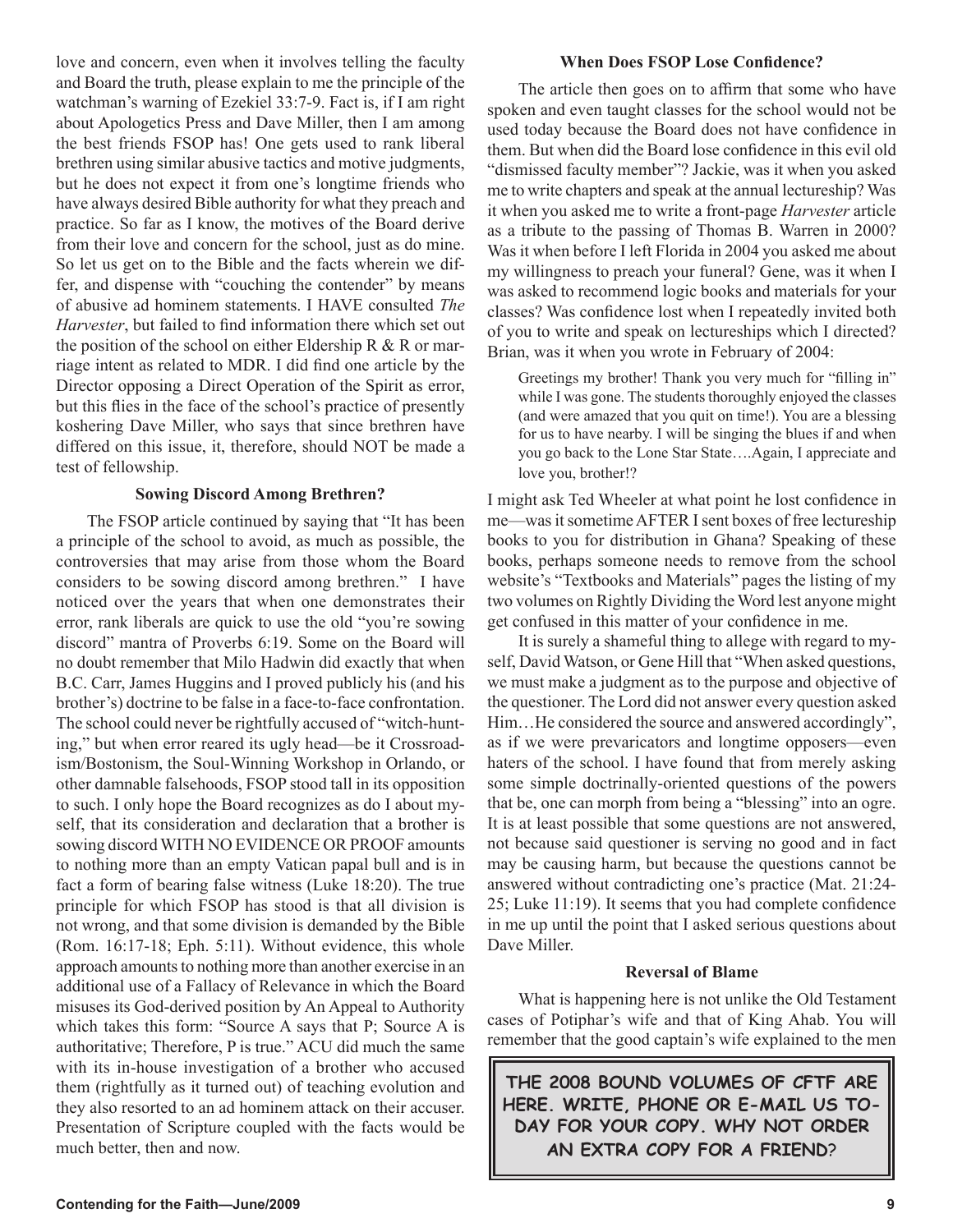love and concern, even when it involves telling the faculty and Board the truth, please explain to me the principle of the watchman's warning of Ezekiel 33:7-9. Fact is, if I am right about Apologetics Press and Dave Miller, then I am among the best friends FSOP has! One gets used to rank liberal brethren using similar abusive tactics and motive judgments, but he does not expect it from one's longtime friends who have always desired Bible authority for what they preach and practice. So far as I know, the motives of the Board derive from their love and concern for the school, just as do mine. So let us get on to the Bible and the facts wherein we differ, and dispense with "couching the contender" by means of abusive ad hominem statements. I HAVE consulted *The Harvester*, but failed to find information there which set out the position of the school on either Eldership R & R or marriage intent as related to MDR. I did find one article by the Director opposing a Direct Operation of the Spirit as error, but this flies in the face of the school's practice of presently koshering Dave Miller, who says that since brethren have differed on this issue, it, therefore, should NOT be made a test of fellowship.

### Sowing Discord Among Brethren?

The FSOP article continued by saying that "It has been a principle of the school to avoid, as much as possible, the controversies that may arise from those whom the Board considers to be sowing discord among brethren." I have noticed over the years that when one demonstrates their error, rank liberals are quick to use the old "you're sowing discord" mantra of Proverbs 6:19. Some on the Board will no doubt remember that Milo Hadwin did exactly that when B.C. Carr, James Huggins and I proved publicly his (and his brother's) doctrine to be false in a face-to-face confrontation. The school could never be rightfully accused of "witch-hunting," but when error reared its ugly head—be it Crossroadism/Bostonism, the Soul-Winning Workshop in Orlando, or other damnable falsehoods, FSOP stood tall in its opposition to such. I only hope the Board recognizes as do I about myself, that its consideration and declaration that a brother is sowing discord WITH NO EVIDENCE OR PROOF amounts to nothing more than an empty Vatican papal bull and is in fact a form of bearing false witness (Luke 18:20). The true principle for which FSOP has stood is that all division is not wrong, and that some division is demanded by the Bible (Rom. 16:17-18; Eph. 5:11). Without evidence, this whole approach amounts to nothing more than another exercise in an additional use of a Fallacy of Relevance in which the Board misuses its God-derived position by An Appeal to Authority which takes this form: "Source A says that P; Source A is authoritative; Therefore, P is true." ACU did much the same with its in-house investigation of a brother who accused them (rightfully as it turned out) of teaching evolution and they also resorted to an ad hominem attack on their accuser. Presentation of Scripture coupled with the facts would be much better, then and now.

### When Does FSOP Lose Confidence?

The article then goes on to affirm that some who have spoken and even taught classes for the school would not be used today because the Board does not have confidence in them. But when did the Board lose confidence in this evil old "dismissed faculty member"? Jackie, was it when you asked me to write chapters and speak at the annual lectureship? Was it when you asked me to write a front-page *Harvester* article as a tribute to the passing of Thomas B. Warren in 2000? Was it when before I left Florida in 2004 you asked me about my willingness to preach your funeral? Gene, was it when I was asked to recommend logic books and materials for your classes? Was confidence lost when I repeatedly invited both of you to write and speak on lectureships which I directed? Brian, was it when you wrote in February of 2004:

> Greetings my brother! Thank you very much for "filling in" while I was gone. The students thoroughly enjoyed the classes (and were amazed that you quit on time!). You are a blessing for us to have nearby. I will be singing the blues if and when you go back to the Lone Star State….Again, I appreciate and love you, brother!?

I might ask Ted Wheeler at what point he lost confidence in me—was it sometime AFTER I sent boxes of free lectureship books to you for distribution in Ghana? Speaking of these books, perhaps someone needs to remove from the school website's "Textbooks and Materials" pages the listing of my two volumes on Rightly Dividing the Word lest anyone might get confused in this matter of your confidence in me.

It is surely a shameful thing to allege with regard to myself, David Watson, or Gene Hill that "When asked questions, we must make a judgment as to the purpose and objective of the questioner. The Lord did not answer every question asked Him…He considered the source and answered accordingly", as if we were prevaricators and longtime opposers—even haters of the school. I have found that from merely asking some simple doctrinally-oriented questions of the powers that be, one can morph from being a "blessing" into an ogre. It is at least possible that some questions are not answered, not because said questioner is serving no good and in fact may be causing harm, but because the questions cannot be answered without contradicting one's practice (Mat. 21:24-25; Luke 11:19). It seems that you had complete confidence in me up until the point that I asked serious questions about Dave Miller.

### Reversal of Blame

What is happening here is not unlike the Old Testament cases of Potiphar's wife and that of King Ahab. You will remember that the good captain's wife explained to the men

**THE 2008 BOUND VOLUMES OF CFTF ARE HERE. WRITE, PHONE OR E-MAIL US TODAY FOR YOUR COPY. WHY NOT ORDER AN EXTRA COPY FOR A FRIEND?**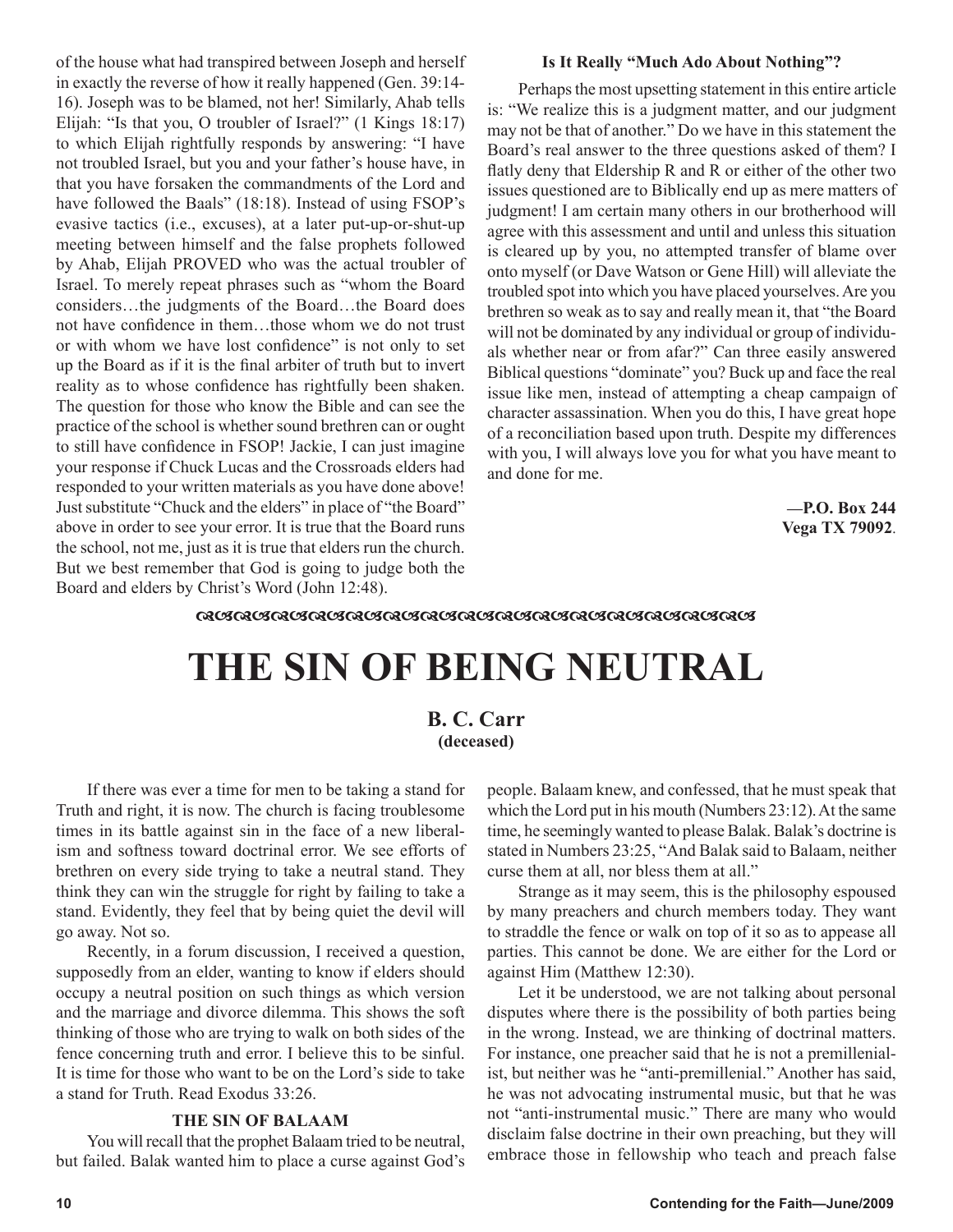of the house what had transpired between Joseph and herself in exactly the reverse of how it really happened (Gen. 39:14-16). Joseph was to be blamed, not her! Similarly, Ahab tells Elijah: "Is that you, O troubler of Israel?" (1 Kings 18:17) to which Elijah rightfully responds by answering: "I have not troubled Israel, but you and your father's house have, in that you have forsaken the commandments of the Lord and have followed the Baals" (18:18). Instead of using FSOP's evasive tactics (i.e., excuses), at a later put-up-or-shut-up meeting between himself and the false prophets followed by Ahab, Elijah PROVED who was the actual troubler of Israel. To merely repeat phrases such as "whom the Board considers…the judgments of the Board…the Board does not have confidence in them…those whom we do not trust or with whom we have lost confidence" is not only to set up the Board as if it is the final arbiter of truth but to invert reality as to whose confidence has rightfully been shaken. The question for those who know the Bible and can see the practice of the school is whether sound brethren can or ought to still have confidence in FSOP! Jackie, I can just imagine your response if Chuck Lucas and the Crossroads elders had responded to your written materials as you have done above! Just substitute "Chuck and the elders" in place of "the Board" above in order to see your error. It is true that the Board runs the school, not me, just as it is true that elders run the church. But we best remember that God is going to judge both the Board and elders by Christ's Word (John 12:48).

**Is It Really "Much Ado About Nothing"?**

Perhaps the most upsetting statement in this entire article is: "We realize this is a judgment matter, and our judgment may not be that of another." Do we have in this statement the Board's real answer to the three questions asked of them? I flatly deny that Eldership R and R or either of the other two issues questioned are to Biblically end up as mere matters of judgment! I am certain many others in our brotherhood will agree with this assessment and until and unless this situation is cleared up by you, no attempted transfer of blame over onto myself (or Dave Watson or Gene Hill) will alleviate the troubled spot into which you have placed yourselves. Are you brethren so weak as to say and really mean it, that "the Board will not be dominated by any individual or group of individuals whether near or from afar?" Can three easily answered Biblical questions "dominate" you? Buck up and face the real issue like men, instead of attempting a cheap campaign of character assassination. When you do this, I have great hope of a reconciliation based upon truth. Despite my differences with you, I will always love you for what you have meant to and done for me.

**—P.O. Box 244**
**Vega TX 79092**.

# THE SIN OF BEING NEUTRAL

**B. C. Carr**
**(deceased)**

If there was ever a time for men to be taking a stand for Truth and right, it is now. The church is facing troublesome times in its battle against sin in the face of a new liberalism and softness toward doctrinal error. We see efforts of brethren on every side trying to take a neutral stand. They think they can win the struggle for right by failing to take a stand. Evidently, they feel that by being quiet the devil will go away. Not so.

Recently, in a forum discussion, I received a question, supposedly from an elder, wanting to know if elders should occupy a neutral position on such things as which version and the marriage and divorce dilemma. This shows the soft thinking of those who are trying to walk on both sides of the fence concerning truth and error. I believe this to be sinful. It is time for those who want to be on the Lord's side to take a stand for Truth. Read Exodus 33:26.

**THE SIN OF BALAAM**

You will recall that the prophet Balaam tried to be neutral, but failed. Balak wanted him to place a curse against God's people. Balaam knew, and confessed, that he must speak that which the Lord put in his mouth (Numbers 23:12). At the same time, he seemingly wanted to please Balak. Balak's doctrine is stated in Numbers 23:25, "And Balak said to Balaam, neither curse them at all, nor bless them at all."

Strange as it may seem, this is the philosophy espoused by many preachers and church members today. They want to straddle the fence or walk on top of it so as to appease all parties. This cannot be done. We are either for the Lord or against Him (Matthew 12:30).

Let it be understood, we are not talking about personal disputes where there is the possibility of both parties being in the wrong. Instead, we are thinking of doctrinal matters. For instance, one preacher said that he is not a premillenialist, but neither was he "anti-premillenial." Another has said, he was not advocating instrumental music, but that he was not "anti-instrumental music." There are many who would disclaim false doctrine in their own preaching, but they will embrace those in fellowship who teach and preach false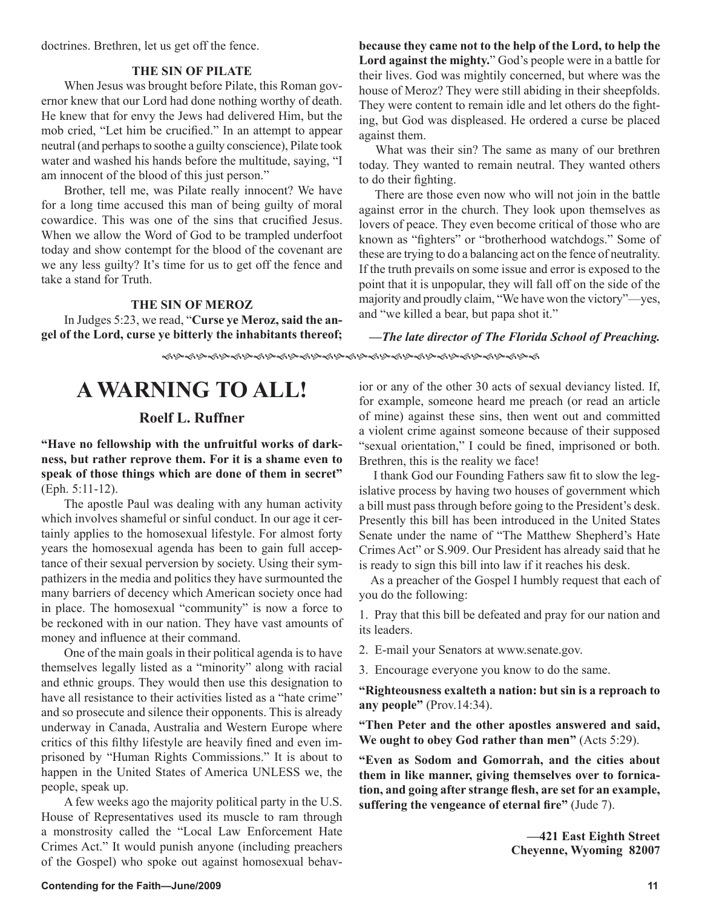doctrines. Brethren, let us get off the fence.

### THE SIN OF PILATE

When Jesus was brought before Pilate, this Roman governor knew that our Lord had done nothing worthy of death. He knew that for envy the Jews had delivered Him, but the mob cried, "Let him be crucified." In an attempt to appear neutral (and perhaps to soothe a guilty conscience), Pilate took water and washed his hands before the multitude, saying, "I am innocent of the blood of this just person."

Brother, tell me, was Pilate really innocent? We have for a long time accused this man of being guilty of moral cowardice. This was one of the sins that crucified Jesus. When we allow the Word of God to be trampled underfoot today and show contempt for the blood of the covenant are we any less guilty? It's time for us to get off the fence and take a stand for Truth.

### THE SIN OF MEROZ

In Judges 5:23, we read, "**Curse ye Meroz, said the angel of the Lord, curse ye bitterly the inhabitants thereof; because they came not to the help of the Lord, to help the Lord against the mighty.**" God's people were in a battle for their lives. God was mightily concerned, but where was the house of Meroz? They were still abiding in their sheepfolds. They were content to remain idle and let others do the fighting, but God was displeased. He ordered a curse be placed against them.

What was their sin? The same as many of our brethren today. They wanted to remain neutral. They wanted others to do their fighting.

There are those even now who will not join in the battle against error in the church. They look upon themselves as lovers of peace. They even become critical of those who are known as "fighters" or "brotherhood watchdogs." Some of these are trying to do a balancing act on the fence of neutrality. If the truth prevails on some issue and error is exposed to the point that it is unpopular, they will fall off on the side of the majority and proudly claim, "We have won the victory"—yes, and "we killed a bear, but papa shot it."

***—The late director of The Florida School of Preaching.***

---

# A WARNING TO ALL!

## Roelf L. Ruffner

**"Have no fellowship with the unfruitful works of darkness, but rather reprove them. For it is a shame even to speak of those things which are done of them in secret"** (Eph. 5:11-12).

The apostle Paul was dealing with any human activity which involves shameful or sinful conduct. In our age it certainly applies to the homosexual lifestyle. For almost forty years the homosexual agenda has been to gain full acceptance of their sexual perversion by society. Using their sympathizers in the media and politics they have surmounted the many barriers of decency which American society once had in place. The homosexual "community" is now a force to be reckoned with in our nation. They have vast amounts of money and influence at their command.

One of the main goals in their political agenda is to have themselves legally listed as a "minority" along with racial and ethnic groups. They would then use this designation to have all resistance to their activities listed as a "hate crime" and so prosecute and silence their opponents. This is already underway in Canada, Australia and Western Europe where critics of this filthy lifestyle are heavily fined and even imprisoned by "Human Rights Commissions." It is about to happen in the United States of America UNLESS we, the people, speak up.

A few weeks ago the majority political party in the U.S. House of Representatives used its muscle to ram through a monstrosity called the "Local Law Enforcement Hate Crimes Act." It would punish anyone (including preachers of the Gospel) who spoke out against homosexual behavior or any of the other 30 acts of sexual deviancy listed. If, for example, someone heard me preach (or read an article of mine) against these sins, then went out and committed a violent crime against someone because of their supposed "sexual orientation," I could be fined, imprisoned or both. Brethren, this is the reality we face!

I thank God our Founding Fathers saw fit to slow the legislative process by having two houses of government which a bill must pass through before going to the President's desk. Presently this bill has been introduced in the United States Senate under the name of "The Matthew Shepherd's Hate Crimes Act" or S.909. Our President has already said that he is ready to sign this bill into law if it reaches his desk.

As a preacher of the Gospel I humbly request that each of you do the following:

1. Pray that this bill be defeated and pray for our nation and its leaders.
2. E-mail your Senators at www.senate.gov.
3. Encourage everyone you know to do the same.

**"Righteousness exalteth a nation: but sin is a reproach to any people"** (Prov.14:34).

**"Then Peter and the other apostles answered and said, We ought to obey God rather than men"** (Acts 5:29).

**"Even as Sodom and Gomorrah, and the cities about them in like manner, giving themselves over to fornication, and going after strange flesh, are set for an example, suffering the vengeance of eternal fire"** (Jude 7).

**—421 East Eighth Street**
**Cheyenne, Wyoming 82007**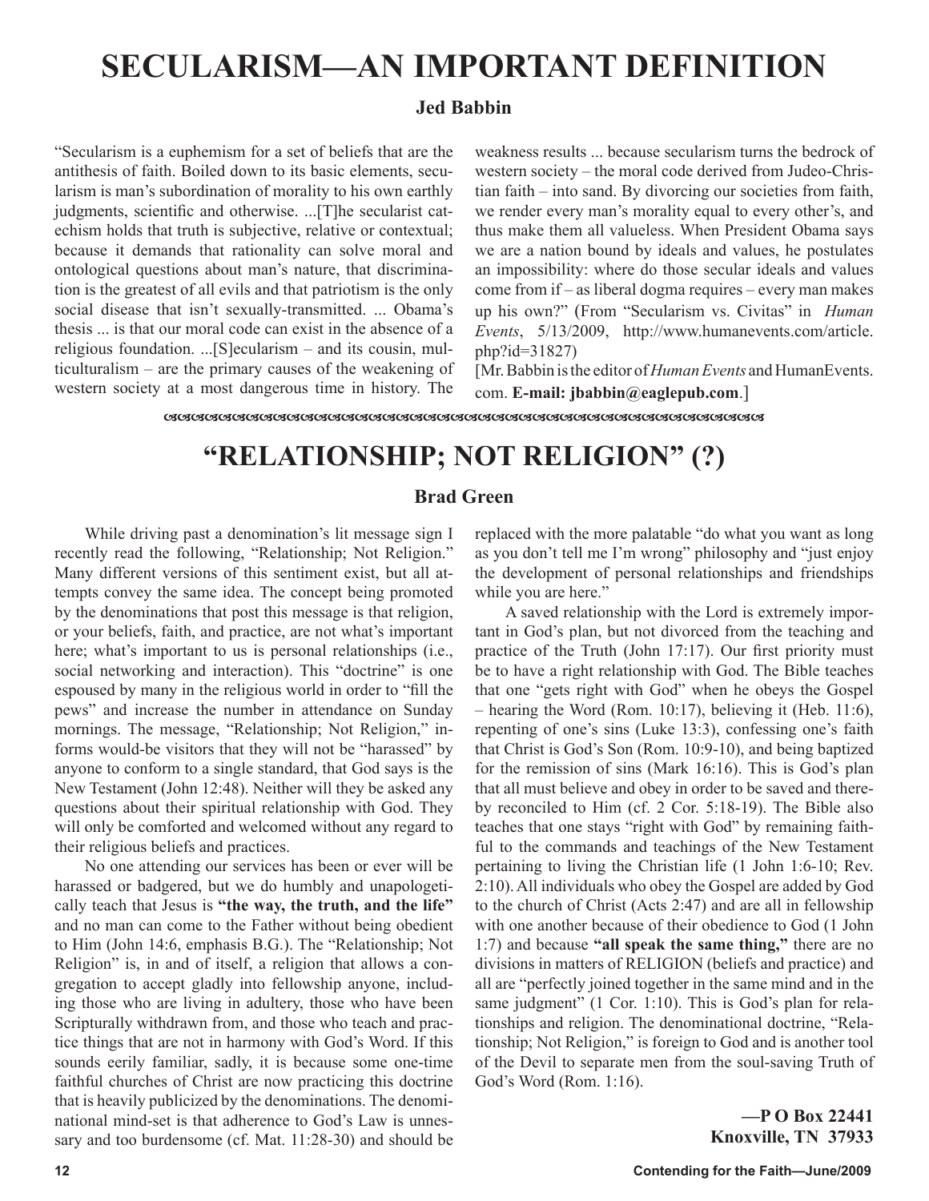# SECULARISM—AN IMPORTANT DEFINITION

**Jed Babbin**

"Secularism is a euphemism for a set of beliefs that are the antithesis of faith. Boiled down to its basic elements, secularism is man's subordination of morality to his own earthly judgments, scientific and otherwise. ...[T]he secularist catechism holds that truth is subjective, relative or contextual; because it demands that rationality can solve moral and ontological questions about man's nature, that discrimination is the greatest of all evils and that patriotism is the only social disease that isn't sexually-transmitted. ... Obama's thesis ... is that our moral code can exist in the absence of a religious foundation. ...[S]ecularism – and its cousin, multiculturalism – are the primary causes of the weakening of western society at a most dangerous time in history. The weakness results ... because secularism turns the bedrock of western society – the moral code derived from Judeo-Christian faith – into sand. By divorcing our societies from faith, we render every man's morality equal to every other's, and thus make them all valueless. When President Obama says we are a nation bound by ideals and values, he postulates an impossibility: where do those secular ideals and values come from if – as liberal dogma requires – every man makes up his own?" (From "Secularism vs. Civitas" in *Human Events*, 5/13/2009, http://www.humanevents.com/article.php?id=31827)

[Mr. Babbin is the editor of *Human Events* and HumanEvents.com. **E-mail: jbabbin@eaglepub.com**.]

# "RELATIONSHIP; NOT RELIGION" (?)

**Brad Green**

While driving past a denomination's lit message sign I recently read the following, "Relationship; Not Religion." Many different versions of this sentiment exist, but all attempts convey the same idea. The concept being promoted by the denominations that post this message is that religion, or your beliefs, faith, and practice, are not what's important here; what's important to us is personal relationships (i.e., social networking and interaction). This "doctrine" is one espoused by many in the religious world in order to "fill the pews" and increase the number in attendance on Sunday mornings. The message, "Relationship; Not Religion," informs would-be visitors that they will not be "harassed" by anyone to conform to a single standard, that God says is the New Testament (John 12:48). Neither will they be asked any questions about their spiritual relationship with God. They will only be comforted and welcomed without any regard to their religious beliefs and practices.

No one attending our services has been or ever will be harassed or badgered, but we do humbly and unapologetically teach that Jesus is **"the way, the truth, and the life"** and no man can come to the Father without being obedient to Him (John 14:6, emphasis B.G.). The "Relationship; Not Religion" is, in and of itself, a religion that allows a congregation to accept gladly into fellowship anyone, including those who are living in adultery, those who have been Scripturally withdrawn from, and those who teach and practice things that are not in harmony with God's Word. If this sounds eerily familiar, sadly, it is because some one-time faithful churches of Christ are now practicing this doctrine that is heavily publicized by the denominations. The denominational mind-set is that adherence to God's Law is unnessary and too burdensome (cf. Mat. 11:28-30) and should be replaced with the more palatable "do what you want as long as you don't tell me I'm wrong" philosophy and "just enjoy the development of personal relationships and friendships while you are here."

A saved relationship with the Lord is extremely important in God's plan, but not divorced from the teaching and practice of the Truth (John 17:17). Our first priority must be to have a right relationship with God. The Bible teaches that one "gets right with God" when he obeys the Gospel – hearing the Word (Rom. 10:17), believing it (Heb. 11:6), repenting of one's sins (Luke 13:3), confessing one's faith that Christ is God's Son (Rom. 10:9-10), and being baptized for the remission of sins (Mark 16:16). This is God's plan that all must believe and obey in order to be saved and thereby reconciled to Him (cf. 2 Cor. 5:18-19). The Bible also teaches that one stays "right with God" by remaining faithful to the commands and teachings of the New Testament pertaining to living the Christian life (1 John 1:6-10; Rev. 2:10). All individuals who obey the Gospel are added by God to the church of Christ (Acts 2:47) and are all in fellowship with one another because of their obedience to God (1 John 1:7) and because **"all speak the same thing,"** there are no divisions in matters of RELIGION (beliefs and practice) and all are "perfectly joined together in the same mind and in the same judgment" (1 Cor. 1:10). This is God's plan for relationships and religion. The denominational doctrine, "Relationship; Not Religion," is foreign to God and is another tool of the Devil to separate men from the soul-saving Truth of God's Word (Rom. 1:16).

**—P O Box 22441**
**Knoxville, TN 37933**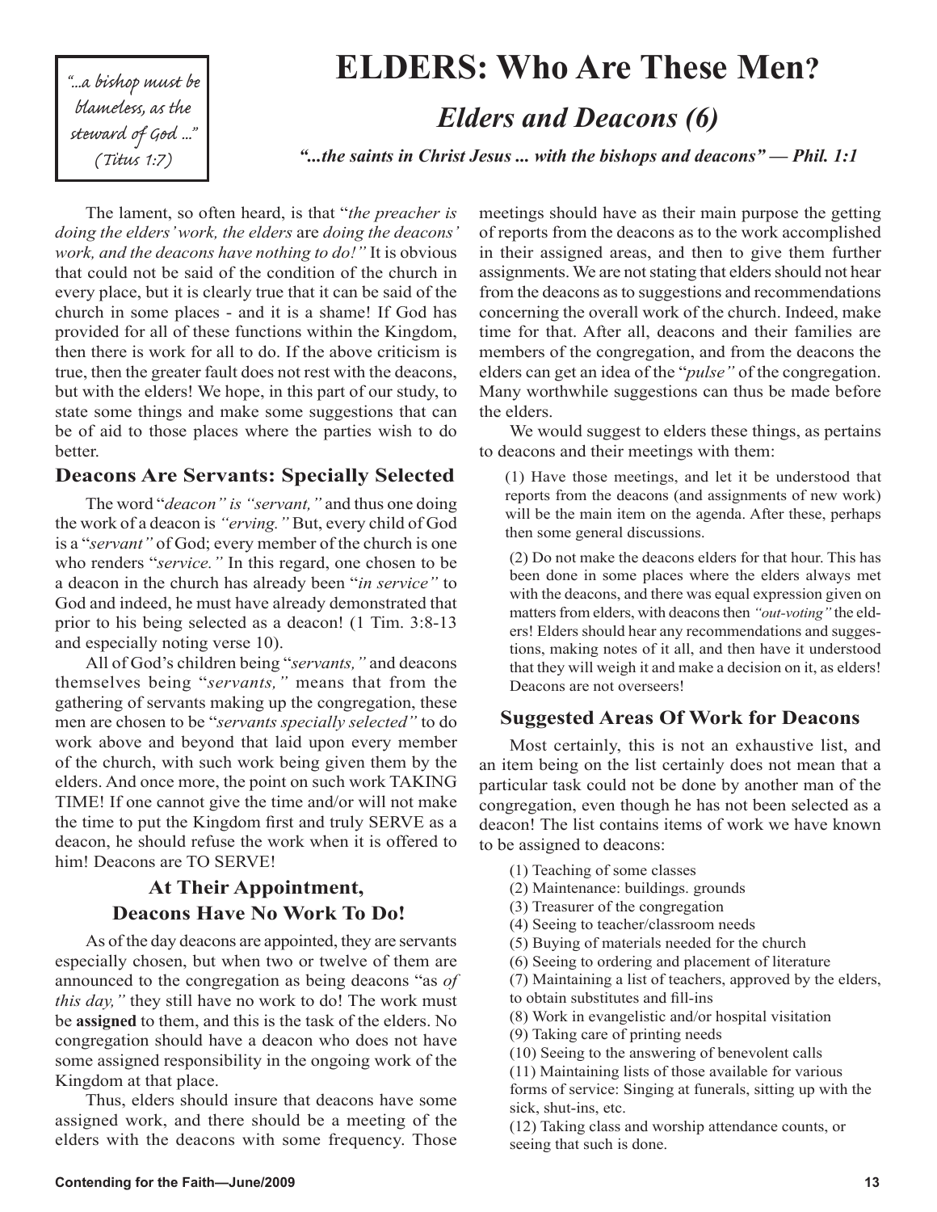> "...a bishop must be blameless, as the steward of God ..." (Titus 1:7)

# ELDERS: Who Are These Men?

## *Elders and Deacons (6)*

***"...the saints in Christ Jesus ... with the bishops and deacons" — Phil. 1:1***

The lament, so often heard, is that "*the preacher is doing the elders' work, the elders* are *doing the deacons' work, and the deacons have nothing to do!"* It is obvious that could not be said of the condition of the church in every place, but it is clearly true that it can be said of the church in some places - and it is a shame! If God has provided for all of these functions within the Kingdom, then there is work for all to do. If the above criticism is true, then the greater fault does not rest with the deacons, but with the elders! We hope, in this part of our study, to state some things and make some suggestions that can be of aid to those places where the parties wish to do better.

### Deacons Are Servants: Specially Selected

The word "*deacon" is "servant,"* and thus one doing the work of a deacon is *"erving."* But, every child of God is a "*servant"* of God; every member of the church is one who renders "*service."* In this regard, one chosen to be a deacon in the church has already been "*in service"* to God and indeed, he must have already demonstrated that prior to his being selected as a deacon! (1 Tim. 3:8-13 and especially noting verse 10).

All of God's children being "*servants,"* and deacons themselves being "*servants,"* means that from the gathering of servants making up the congregation, these men are chosen to be "*servants specially selected"* to do work above and beyond that laid upon every member of the church, with such work being given them by the elders. And once more, the point on such work TAKING TIME! If one cannot give the time and/or will not make the time to put the Kingdom first and truly SERVE as a deacon, he should refuse the work when it is offered to him! Deacons are TO SERVE!

### At Their Appointment, Deacons Have No Work To Do!

As of the day deacons are appointed, they are servants especially chosen, but when two or twelve of them are announced to the congregation as being deacons "as *of this day,"* they still have no work to do! The work must be **assigned** to them, and this is the task of the elders. No congregation should have a deacon who does not have some assigned responsibility in the ongoing work of the Kingdom at that place.

Thus, elders should insure that deacons have some assigned work, and there should be a meeting of the elders with the deacons with some frequency. Those meetings should have as their main purpose the getting of reports from the deacons as to the work accomplished in their assigned areas, and then to give them further assignments. We are not stating that elders should not hear from the deacons as to suggestions and recommendations concerning the overall work of the church. Indeed, make time for that. After all, deacons and their families are members of the congregation, and from the deacons the elders can get an idea of the "*pulse"* of the congregation. Many worthwhile suggestions can thus be made before the elders.

We would suggest to elders these things, as pertains to deacons and their meetings with them:

(1) Have those meetings, and let it be understood that reports from the deacons (and assignments of new work) will be the main item on the agenda. After these, perhaps then some general discussions.

(2) Do not make the deacons elders for that hour. This has been done in some places where the elders always met with the deacons, and there was equal expression given on matters from elders, with deacons then *"out-voting"* the elders! Elders should hear any recommendations and suggestions, making notes of it all, and then have it understood that they will weigh it and make a decision on it, as elders! Deacons are not overseers!

### Suggested Areas Of Work for Deacons

Most certainly, this is not an exhaustive list, and an item being on the list certainly does not mean that a particular task could not be done by another man of the congregation, even though he has not been selected as a deacon! The list contains items of work we have known to be assigned to deacons:

(1) Teaching of some classes
(2) Maintenance: buildings. grounds
(3) Treasurer of the congregation
(4) Seeing to teacher/classroom needs
(5) Buying of materials needed for the church
(6) Seeing to ordering and placement of literature
(7) Maintaining a list of teachers, approved by the elders, to obtain substitutes and fill-ins
(8) Work in evangelistic and/or hospital visitation
(9) Taking care of printing needs
(10) Seeing to the answering of benevolent calls
(11) Maintaining lists of those available for various forms of service: Singing at funerals, sitting up with the sick, shut-ins, etc.
(12) Taking class and worship attendance counts, or seeing that such is done.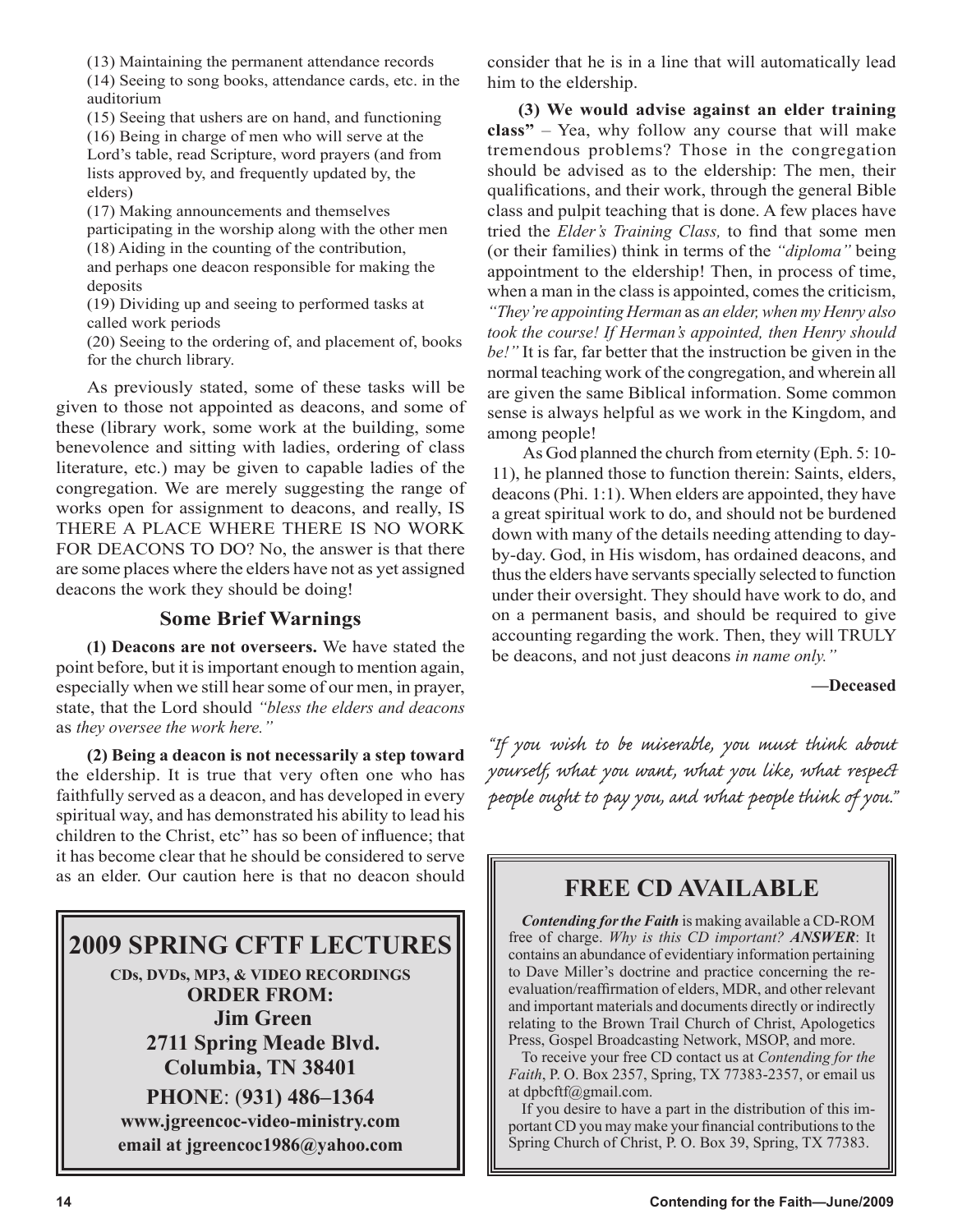(13) Maintaining the permanent attendance records
(14) Seeing to song books, attendance cards, etc. in the auditorium
(15) Seeing that ushers are on hand, and functioning
(16) Being in charge of men who will serve at the Lord's table, read Scripture, word prayers (and from lists approved by, and frequently updated by, the elders)
(17) Making announcements and themselves participating in the worship along with the other men
(18) Aiding in the counting of the contribution, and perhaps one deacon responsible for making the deposits
(19) Dividing up and seeing to performed tasks at called work periods
(20) Seeing to the ordering of, and placement of, books for the church library.

As previously stated, some of these tasks will be given to those not appointed as deacons, and some of these (library work, some work at the building, some benevolence and sitting with ladies, ordering of class literature, etc.) may be given to capable ladies of the congregation. We are merely suggesting the range of works open for assignment to deacons, and really, IS THERE A PLACE WHERE THERE IS NO WORK FOR DEACONS TO DO? No, the answer is that there are some places where the elders have not as yet assigned deacons the work they should be doing!

## Some Brief Warnings

**(1) Deacons are not overseers.** We have stated the point before, but it is important enough to mention again, especially when we still hear some of our men, in prayer, state, that the Lord should *"bless the elders and deacons* as *they oversee the work here."*

**(2) Being a deacon is not necessarily a step toward** the eldership. It is true that very often one who has faithfully served as a deacon, and has developed in every spiritual way, and has demonstrated his ability to lead his children to the Christ, etc" has so been of influence; that it has become clear that he should be considered to serve as an elder. Our caution here is that no deacon should consider that he is in a line that will automatically lead him to the eldership.

**(3) We would advise against an elder training class"** – Yea, why follow any course that will make tremendous problems? Those in the congregation should be advised as to the eldership: The men, their qualifications, and their work, through the general Bible class and pulpit teaching that is done. A few places have tried the *Elder's Training Class,* to find that some men (or their families) think in terms of the *"diploma"* being appointment to the eldership! Then, in process of time, when a man in the class is appointed, comes the criticism, *"They're appointing Herman* as *an elder, when my Henry also took the course! If Herman's appointed, then Henry should be!"* It is far, far better that the instruction be given in the normal teaching work of the congregation, and wherein all are given the same Biblical information. Some common sense is always helpful as we work in the Kingdom, and among people!

As God planned the church from eternity (Eph. 5: 10-11), he planned those to function therein: Saints, elders, deacons (Phi. 1:1). When elders are appointed, they have a great spiritual work to do, and should not be burdened down with many of the details needing attending to day-by-day. God, in His wisdom, has ordained deacons, and thus the elders have servants specially selected to function under their oversight. They should have work to do, and on a permanent basis, and should be required to give accounting regarding the work. Then, they will TRULY be deacons, and not just deacons *in name only."*

**—Deceased**

*"If you wish to be miserable, you must think about yourself, what you want, what you like, what respect people ought to pay you, and what people think of you."*

---

## 2009 SPRING CFTF LECTURES

**CDs, DVDs, MP3, & VIDEO RECORDINGS**
**ORDER FROM:**
**Jim Green**
**2711 Spring Meade Blvd.**
**Columbia, TN 38401**
**PHONE**: **(931) 486–1364**
**www.jgreencoc-video-ministry.com**
**email at jgreencoc1986@yahoo.com**

---

## FREE CD AVAILABLE

***Contending for the Faith*** is making available a CD-ROM free of charge. *Why is this CD important? **ANSWER***: It contains an abundance of evidentiary information pertaining to Dave Miller's doctrine and practice concerning the re-evaluation/reaffirmation of elders, MDR, and other relevant and important materials and documents directly or indirectly relating to the Brown Trail Church of Christ, Apologetics Press, Gospel Broadcasting Network, MSOP, and more.

To receive your free CD contact us at *Contending for the Faith*, P. O. Box 2357, Spring, TX 77383-2357, or email us at dpbcftf@gmail.com.

If you desire to have a part in the distribution of this important CD you may make your financial contributions to the Spring Church of Christ, P. O. Box 39, Spring, TX 77383.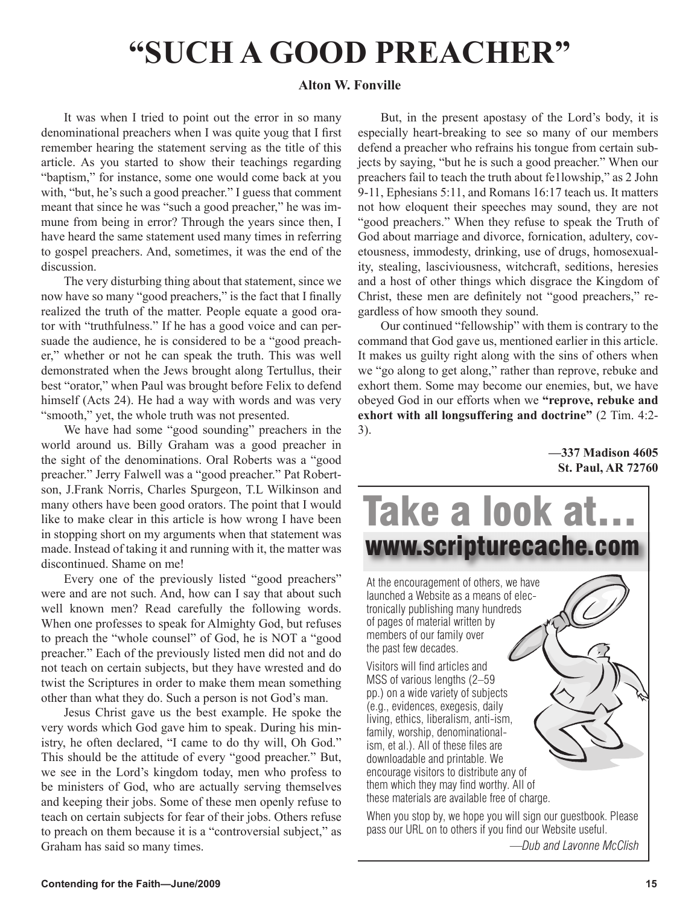# "SUCH A GOOD PREACHER"

**Alton W. Fonville**

It was when I tried to point out the error in so many denominational preachers when I was quite youg that I first remember hearing the statement serving as the title of this article. As you started to show their teachings regarding "baptism," for instance, some one would come back at you with, "but, he's such a good preacher." I guess that comment meant that since he was "such a good preacher," he was immune from being in error? Through the years since then, I have heard the same statement used many times in referring to gospel preachers. And, sometimes, it was the end of the discussion.

The very disturbing thing about that statement, since we now have so many "good preachers," is the fact that I finally realized the truth of the matter. People equate a good orator with "truthfulness." If he has a good voice and can persuade the audience, he is considered to be a "good preacher," whether or not he can speak the truth. This was well demonstrated when the Jews brought along Tertullus, their best "orator," when Paul was brought before Felix to defend himself (Acts 24). He had a way with words and was very "smooth," yet, the whole truth was not presented.

We have had some "good sounding" preachers in the world around us. Billy Graham was a good preacher in the sight of the denominations. Oral Roberts was a "good preacher." Jerry Falwell was a "good preacher." Pat Robertson, J.Frank Norris, Charles Spurgeon, T.L Wilkinson and many others have been good orators. The point that I would like to make clear in this article is how wrong I have been in stopping short on my arguments when that statement was made. Instead of taking it and running with it, the matter was discontinued. Shame on me!

Every one of the previously listed "good preachers" were and are not such. And, how can I say that about such well known men? Read carefully the following words. When one professes to speak for Almighty God, but refuses to preach the "whole counsel" of God, he is NOT a "good preacher." Each of the previously listed men did not and do not teach on certain subjects, but they have wrested and do twist the Scriptures in order to make them mean something other than what they do. Such a person is not God's man.

Jesus Christ gave us the best example. He spoke the very words which God gave him to speak. During his ministry, he often declared, "I came to do thy will, Oh God." This should be the attitude of every "good preacher." But, we see in the Lord's kingdom today, men who profess to be ministers of God, who are actually serving themselves and keeping their jobs. Some of these men openly refuse to teach on certain subjects for fear of their jobs. Others refuse to preach on them because it is a "controversial subject," as Graham has said so many times.

But, in the present apostasy of the Lord's body, it is especially heart-breaking to see so many of our members defend a preacher who refrains his tongue from certain subjects by saying, "but he is such a good preacher." When our preachers fail to teach the truth about fe1lowship," as 2 John 9-11, Ephesians 5:11, and Romans 16:17 teach us. It matters not how eloquent their speeches may sound, they are not "good preachers." When they refuse to speak the Truth of God about marriage and divorce, fornication, adultery, covetousness, immodesty, drinking, use of drugs, homosexuality, stealing, lasciviousness, witchcraft, seditions, heresies and a host of other things which disgrace the Kingdom of Christ, these men are definitely not "good preachers," regardless of how smooth they sound.

Our continued "fellowship" with them is contrary to the command that God gave us, mentioned earlier in this article. It makes us guilty right along with the sins of others when we "go along to get along," rather than reprove, rebuke and exhort them. Some may become our enemies, but, we have obeyed God in our efforts when we **"reprove, rebuke and exhort with all longsuffering and doctrine"** (2 Tim. 4:2-3).

**—337 Madison 4605**
**St. Paul, AR 72760**

# Take a look at…

## www.scripturecache.com

At the encouragement of others, we have launched a Website as a means of electronically publishing many hundreds of pages of material written by members of our family over the past few decades.

Visitors will find articles and MSS of various lengths (2–59 pp.) on a wide variety of subjects (e.g., evidences, exegesis, daily living, ethics, liberalism, anti-ism, family, worship, denominationalism, et al.). All of these files are downloadable and printable. We encourage visitors to distribute any of them which they may find worthy. All of these materials are available free of charge.

When you stop by, we hope you will sign our guestbook. Please pass our URL on to others if you find our Website useful.

*—Dub and Lavonne McClish*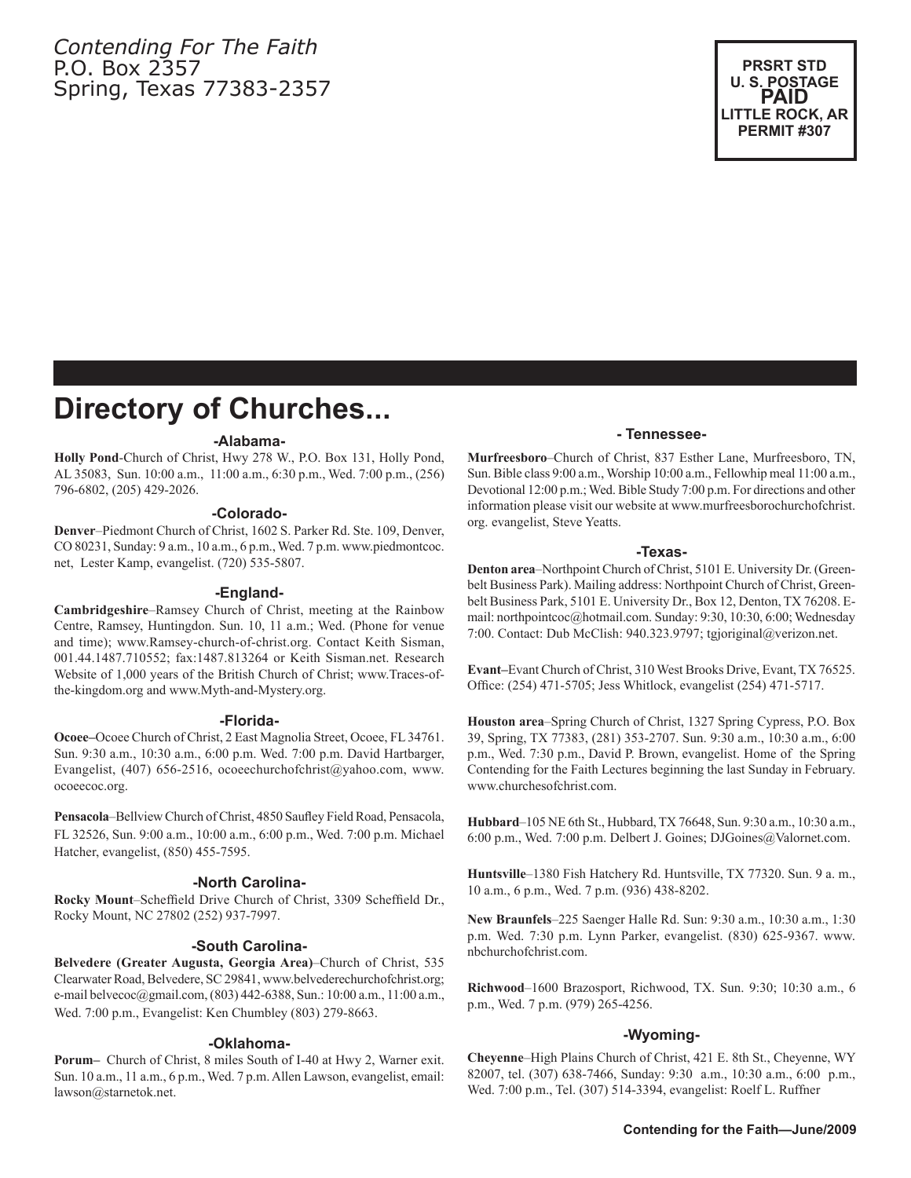*Contending For The Faith*
P.O. Box 2357
Spring, Texas 77383-2357

**PRSRT STD**
**U. S. POSTAGE**
**PAID**
**LITTLE ROCK, AR**
**PERMIT #307**

# Directory of Churches...

### -Alabama-

**Holly Pond**-Church of Christ, Hwy 278 W., P.O. Box 131, Holly Pond, AL 35083, Sun. 10:00 a.m., 11:00 a.m., 6:30 p.m., Wed. 7:00 p.m., (256) 796-6802, (205) 429-2026.

### -Colorado-

**Denver**–Piedmont Church of Christ, 1602 S. Parker Rd. Ste. 109, Denver, CO 80231, Sunday: 9 a.m., 10 a.m., 6 p.m., Wed. 7 p.m. www.piedmontcoc.net, Lester Kamp, evangelist. (720) 535-5807.

### -England-

**Cambridgeshire**–Ramsey Church of Christ, meeting at the Rainbow Centre, Ramsey, Huntingdon. Sun. 10, 11 a.m.; Wed. (Phone for venue and time); www.Ramsey-church-of-christ.org. Contact Keith Sisman, 001.44.1487.710552; fax:1487.813264 or Keith Sisman.net. Research Website of 1,000 years of the British Church of Christ; www.Traces-of-the-kingdom.org and www.Myth-and-Mystery.org.

### -Florida-

**Ocoee–**Ocoee Church of Christ, 2 East Magnolia Street, Ocoee, FL 34761. Sun. 9:30 a.m., 10:30 a.m., 6:00 p.m. Wed. 7:00 p.m. David Hartbarger, Evangelist, (407) 656-2516, ocoeechurchofchrist@yahoo.com, www.ocoeecoc.org.

**Pensacola**–Bellview Church of Christ, 4850 Saufley Field Road, Pensacola, FL 32526, Sun. 9:00 a.m., 10:00 a.m., 6:00 p.m., Wed. 7:00 p.m. Michael Hatcher, evangelist, (850) 455-7595.

### -North Carolina-

**Rocky Mount**–Scheffield Drive Church of Christ, 3309 Scheffield Dr., Rocky Mount, NC 27802 (252) 937-7997.

### -South Carolina-

**Belvedere (Greater Augusta, Georgia Area)**–Church of Christ, 535 Clearwater Road, Belvedere, SC 29841, www.belvederechurchofchrist.org; e-mail belvecoc@gmail.com, (803) 442-6388, Sun.: 10:00 a.m., 11:00 a.m., Wed. 7:00 p.m., Evangelist: Ken Chumbley (803) 279-8663.

### -Oklahoma-

**Porum–** Church of Christ, 8 miles South of I-40 at Hwy 2, Warner exit. Sun. 10 a.m., 11 a.m., 6 p.m., Wed. 7 p.m. Allen Lawson, evangelist, email: lawson@starnetok.net.

### - Tennessee-

**Murfreesboro**–Church of Christ, 837 Esther Lane, Murfreesboro, TN, Sun. Bible class 9:00 a.m., Worship 10:00 a.m., Fellowhip meal 11:00 a.m., Devotional 12:00 p.m.; Wed. Bible Study 7:00 p.m. For directions and other information please visit our website at www.murfreesborochurchofchrist.org. evangelist, Steve Yeatts.

### -Texas-

**Denton area**–Northpoint Church of Christ, 5101 E. University Dr. (Greenbelt Business Park). Mailing address: Northpoint Church of Christ, Greenbelt Business Park, 5101 E. University Dr., Box 12, Denton, TX 76208. E-mail: northpointcoc@hotmail.com. Sunday: 9:30, 10:30, 6:00; Wednesday 7:00. Contact: Dub McClish: 940.323.9797; tgjoriginal@verizon.net.

**Evant–**Evant Church of Christ, 310 West Brooks Drive, Evant, TX 76525. Office: (254) 471-5705; Jess Whitlock, evangelist (254) 471-5717.

**Houston area**–Spring Church of Christ, 1327 Spring Cypress, P.O. Box 39, Spring, TX 77383, (281) 353-2707. Sun. 9:30 a.m., 10:30 a.m., 6:00 p.m., Wed. 7:30 p.m., David P. Brown, evangelist. Home of the Spring Contending for the Faith Lectures beginning the last Sunday in February. www.churchesofchrist.com.

**Hubbard**–105 NE 6th St., Hubbard, TX 76648, Sun. 9:30 a.m., 10:30 a.m., 6:00 p.m., Wed. 7:00 p.m. Delbert J. Goines; DJGoines@Valornet.com.

**Huntsville**–1380 Fish Hatchery Rd. Huntsville, TX 77320. Sun. 9 a. m., 10 a.m., 6 p.m., Wed. 7 p.m. (936) 438-8202.

**New Braunfels**–225 Saenger Halle Rd. Sun: 9:30 a.m., 10:30 a.m., 1:30 p.m. Wed. 7:30 p.m. Lynn Parker, evangelist. (830) 625-9367. www.nbchurchofchrist.com.

**Richwood**–1600 Brazosport, Richwood, TX. Sun. 9:30; 10:30 a.m., 6 p.m., Wed. 7 p.m. (979) 265-4256.

### -Wyoming-

**Cheyenne**–High Plains Church of Christ, 421 E. 8th St., Cheyenne, WY 82007, tel. (307) 638-7466, Sunday: 9:30 a.m., 10:30 a.m., 6:00 p.m., Wed. 7:00 p.m., Tel. (307) 514-3394, evangelist: Roelf L. Ruffner